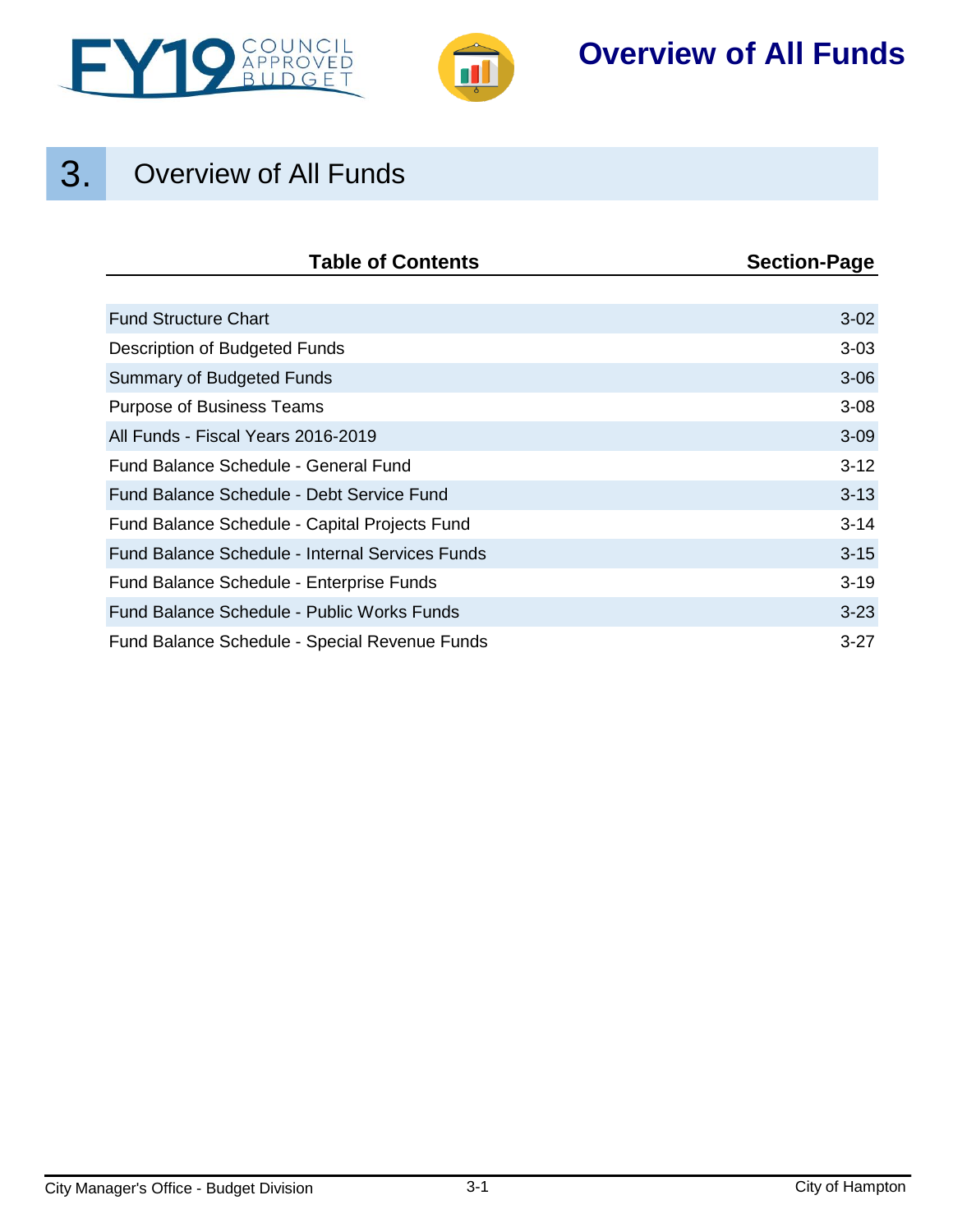# Overview of All Funds

## 3. Overview of All Funds

| Table of Contents | Section-Page |
| --- | --- |
| Fund Structure Chart | 3-02 |
| Description of Budgeted Funds | 3-03 |
| Summary of Budgeted Funds | 3-06 |
| Purpose of Business Teams | 3-08 |
| All Funds - Fiscal Years 2016-2019 | 3-09 |
| Fund Balance Schedule - General Fund | 3-12 |
| Fund Balance Schedule - Debt Service Fund | 3-13 |
| Fund Balance Schedule - Capital Projects Fund | 3-14 |
| Fund Balance Schedule - Internal Services Funds | 3-15 |
| Fund Balance Schedule - Enterprise Funds | 3-19 |
| Fund Balance Schedule - Public Works Funds | 3-23 |
| Fund Balance Schedule - Special Revenue Funds | 3-27 |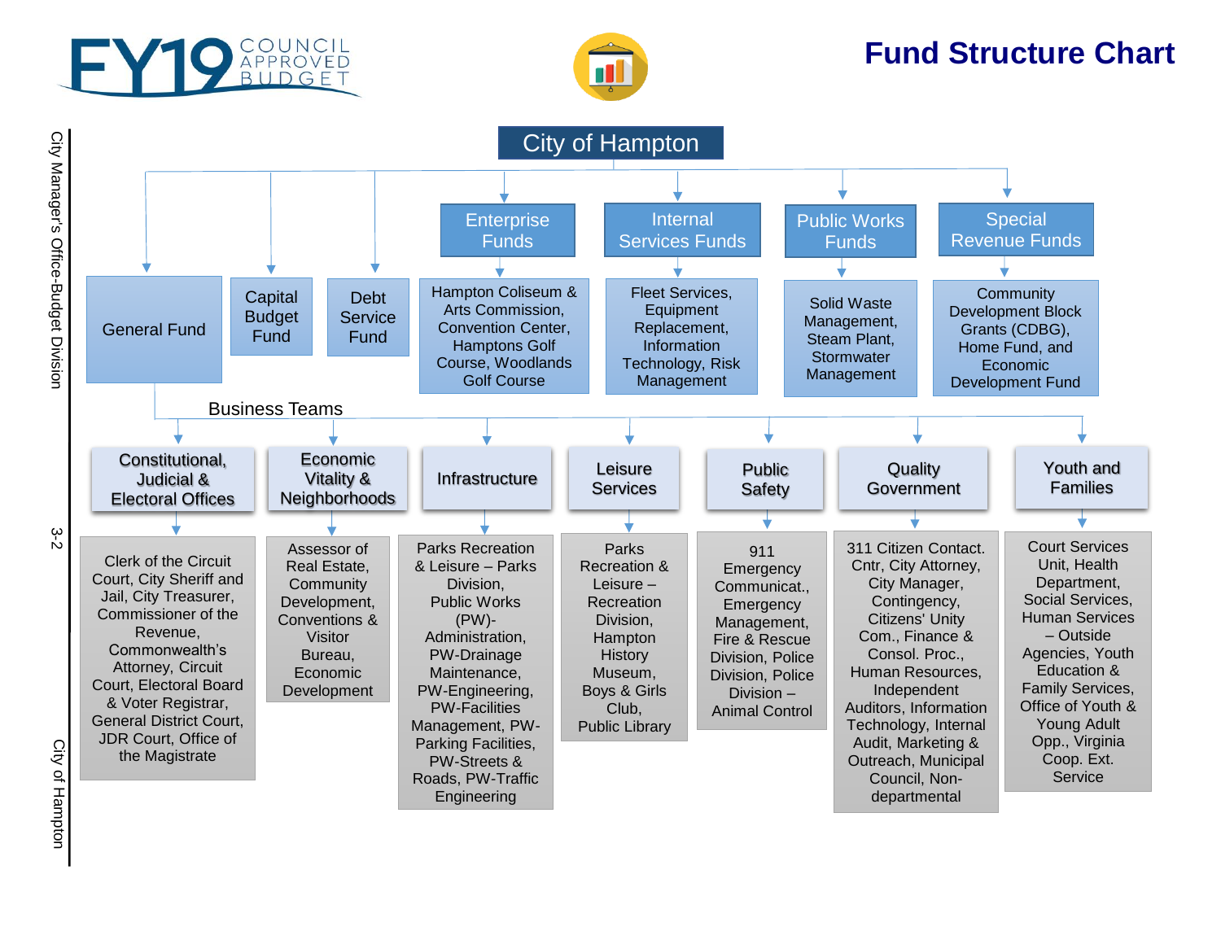# Fund Structure Chart

FY19 COUNCIL APPROVED BUDGET

## City of Hampton

- **General Fund**
  - Business Teams
    - **Constitutional, Judicial & Electoral Offices**
      - Clerk of the Circuit Court, City Sheriff and Jail, City Treasurer, Commissioner of the Revenue, Commonwealth's Attorney, Circuit Court, Electoral Board & Voter Registrar, General District Court, JDR Court, Office of the Magistrate
    - **Economic Vitality & Neighborhoods**
      - Assessor of Real Estate, Community Development, Conventions & Visitor Bureau, Economic Development
    - **Infrastructure**
      - Parks Recreation & Leisure – Parks Division, Public Works (PW)-Administration, PW-Drainage Maintenance, PW-Engineering, PW-Facilities Management, PW-Parking Facilities, PW-Streets & Roads, PW-Traffic Engineering
    - **Leisure Services**
      - Parks Recreation & Leisure – Recreation Division, Hampton History Museum, Boys & Girls Club, Public Library
    - **Public Safety**
      - 911 Emergency Communicat., Emergency Management, Fire & Rescue Division, Police Division, Police Division – Animal Control
    - **Quality Government**
      - 311 Citizen Contact. Cntr, City Attorney, City Manager, Contingency, Citizens' Unity Com., Finance & Consol. Proc., Human Resources, Independent Auditors, Information Technology, Internal Audit, Marketing & Outreach, Municipal Council, Non-departmental
    - **Youth and Families**
      - Court Services Unit, Health Department, Social Services, Human Services – Outside Agencies, Youth Education & Family Services, Office of Youth & Young Adult Opp., Virginia Coop. Ext. Service
- **Capital Budget Fund**
- **Debt Service Fund**
- **Enterprise Funds**
  - Hampton Coliseum & Arts Commission, Convention Center, Hamptons Golf Course, Woodlands Golf Course
- **Internal Services Funds**
  - Fleet Services, Equipment Replacement, Information Technology, Risk Management
- **Public Works Funds**
  - Solid Waste Management, Steam Plant, Stormwater Management
- **Special Revenue Funds**
  - Community Development Block Grants (CDBG), Home Fund, and Economic Development Fund

City Manager's Office-Budget Division

City of Hampton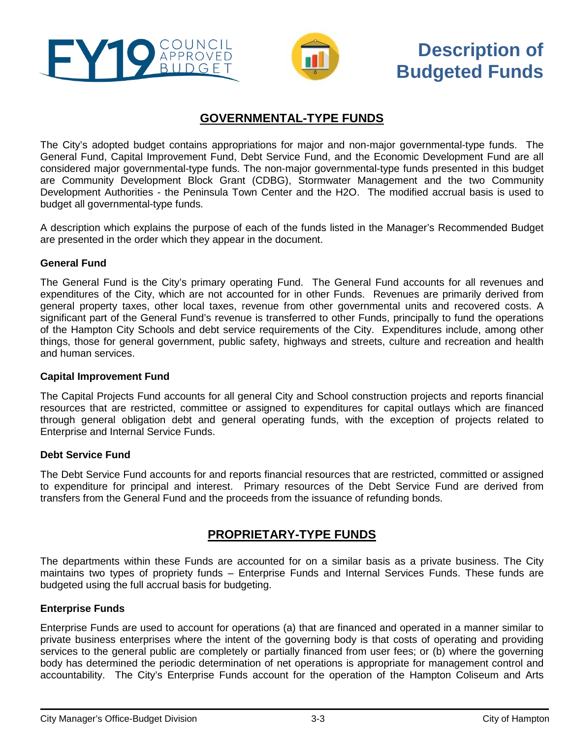# Description of Budgeted Funds

## GOVERNMENTAL-TYPE FUNDS

The City's adopted budget contains appropriations for major and non-major governmental-type funds. The General Fund, Capital Improvement Fund, Debt Service Fund, and the Economic Development Fund are all considered major governmental-type funds. The non-major governmental-type funds presented in this budget are Community Development Block Grant (CDBG), Stormwater Management and the two Community Development Authorities - the Peninsula Town Center and the H2O. The modified accrual basis is used to budget all governmental-type funds.

A description which explains the purpose of each of the funds listed in the Manager's Recommended Budget are presented in the order which they appear in the document.

### General Fund

The General Fund is the City's primary operating Fund. The General Fund accounts for all revenues and expenditures of the City, which are not accounted for in other Funds. Revenues are primarily derived from general property taxes, other local taxes, revenue from other governmental units and recovered costs. A significant part of the General Fund's revenue is transferred to other Funds, principally to fund the operations of the Hampton City Schools and debt service requirements of the City. Expenditures include, among other things, those for general government, public safety, highways and streets, culture and recreation and health and human services.

### Capital Improvement Fund

The Capital Projects Fund accounts for all general City and School construction projects and reports financial resources that are restricted, committee or assigned to expenditures for capital outlays which are financed through general obligation debt and general operating funds, with the exception of projects related to Enterprise and Internal Service Funds.

### Debt Service Fund

The Debt Service Fund accounts for and reports financial resources that are restricted, committed or assigned to expenditure for principal and interest. Primary resources of the Debt Service Fund are derived from transfers from the General Fund and the proceeds from the issuance of refunding bonds.

## PROPRIETARY-TYPE FUNDS

The departments within these Funds are accounted for on a similar basis as a private business. The City maintains two types of propriety funds – Enterprise Funds and Internal Services Funds. These funds are budgeted using the full accrual basis for budgeting.

### Enterprise Funds

Enterprise Funds are used to account for operations (a) that are financed and operated in a manner similar to private business enterprises where the intent of the governing body is that costs of operating and providing services to the general public are completely or partially financed from user fees; or (b) where the governing body has determined the periodic determination of net operations is appropriate for management control and accountability. The City's Enterprise Funds account for the operation of the Hampton Coliseum and Arts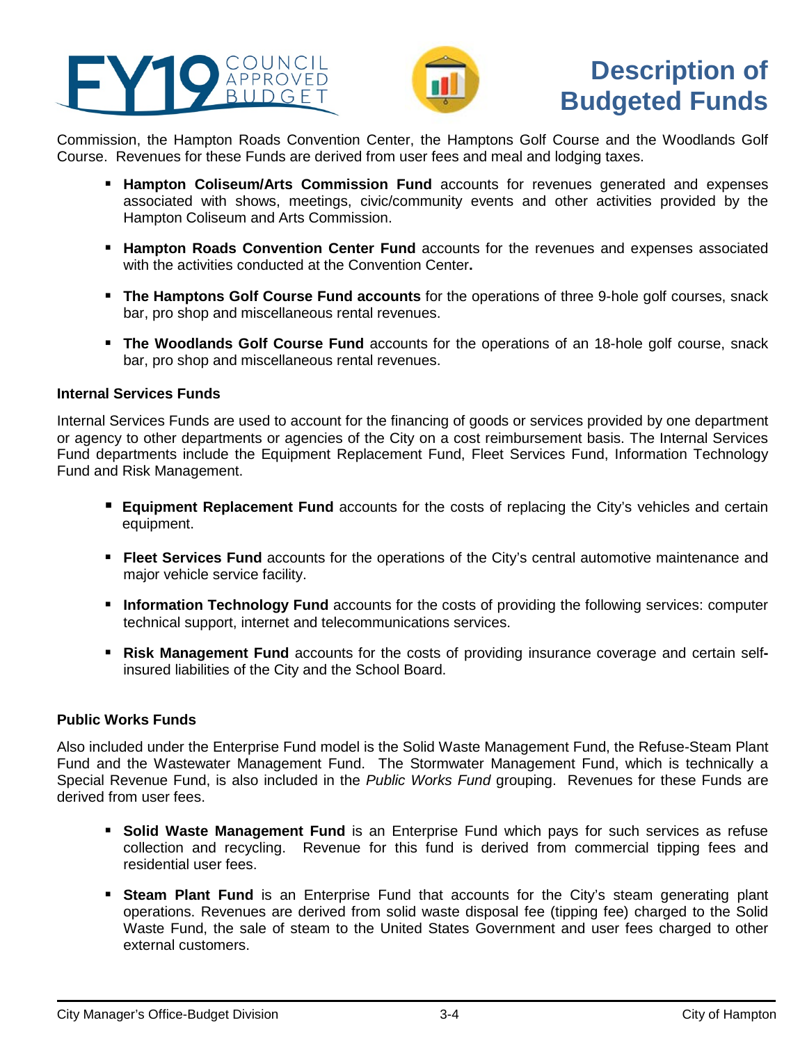Commission, the Hampton Roads Convention Center, the Hamptons Golf Course and the Woodlands Golf Course. Revenues for these Funds are derived from user fees and meal and lodging taxes.

- **Hampton Coliseum/Arts Commission Fund** accounts for revenues generated and expenses associated with shows, meetings, civic/community events and other activities provided by the Hampton Coliseum and Arts Commission.
- **Hampton Roads Convention Center Fund** accounts for the revenues and expenses associated with the activities conducted at the Convention Center**.**
- **The Hamptons Golf Course Fund accounts** for the operations of three 9-hole golf courses, snack bar, pro shop and miscellaneous rental revenues.
- **The Woodlands Golf Course Fund** accounts for the operations of an 18-hole golf course, snack bar, pro shop and miscellaneous rental revenues.

#### Internal Services Funds

Internal Services Funds are used to account for the financing of goods or services provided by one department or agency to other departments or agencies of the City on a cost reimbursement basis. The Internal Services Fund departments include the Equipment Replacement Fund, Fleet Services Fund, Information Technology Fund and Risk Management.

- **Equipment Replacement Fund** accounts for the costs of replacing the City's vehicles and certain equipment.
- **Fleet Services Fund** accounts for the operations of the City's central automotive maintenance and major vehicle service facility.
- **Information Technology Fund** accounts for the costs of providing the following services: computer technical support, internet and telecommunications services.
- **Risk Management Fund** accounts for the costs of providing insurance coverage and certain self-insured liabilities of the City and the School Board.

#### Public Works Funds

Also included under the Enterprise Fund model is the Solid Waste Management Fund, the Refuse-Steam Plant Fund and the Wastewater Management Fund. The Stormwater Management Fund, which is technically a Special Revenue Fund, is also included in the *Public Works Fund* grouping. Revenues for these Funds are derived from user fees.

- **Solid Waste Management Fund** is an Enterprise Fund which pays for such services as refuse collection and recycling. Revenue for this fund is derived from commercial tipping fees and residential user fees.
- **Steam Plant Fund** is an Enterprise Fund that accounts for the City's steam generating plant operations. Revenues are derived from solid waste disposal fee (tipping fee) charged to the Solid Waste Fund, the sale of steam to the United States Government and user fees charged to other external customers.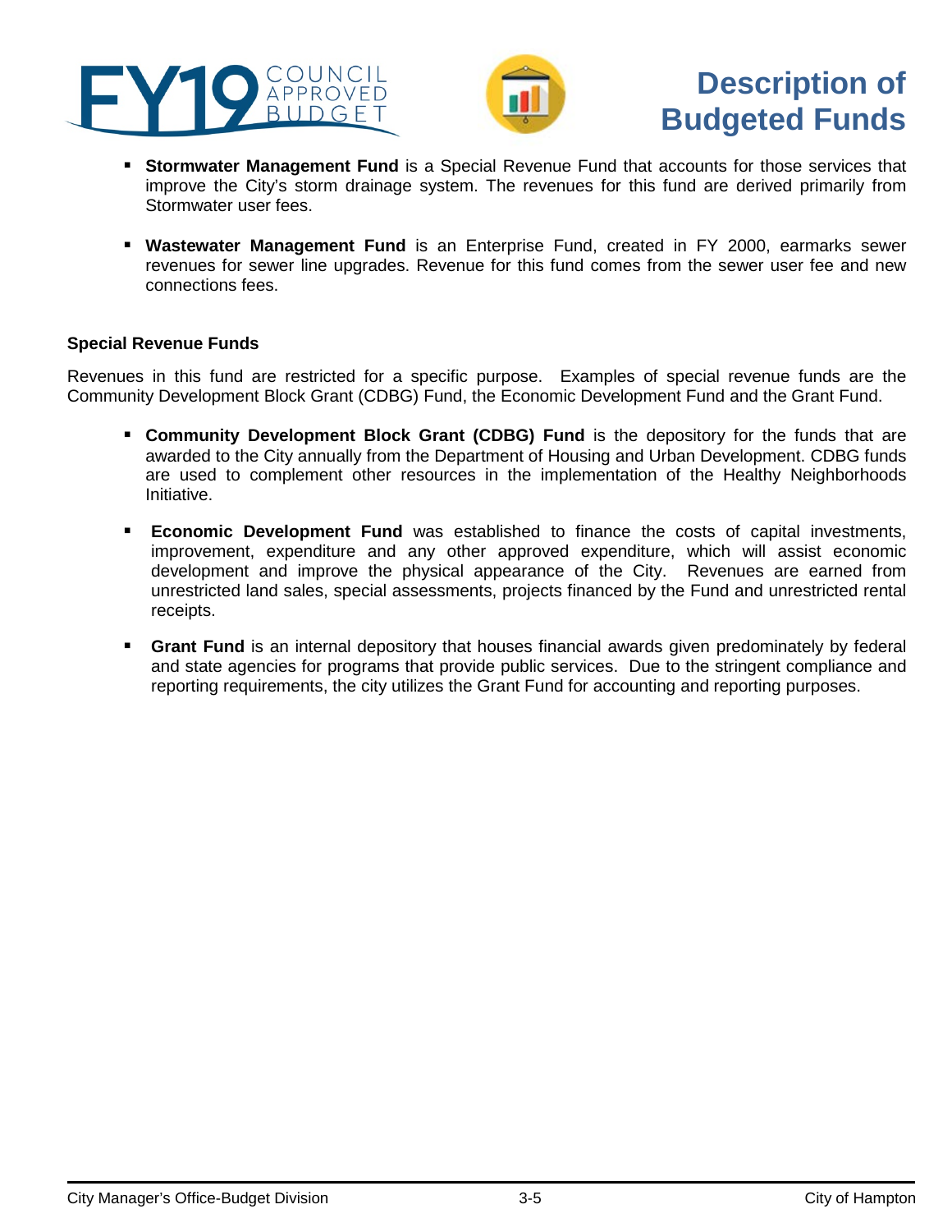- **Stormwater Management Fund** is a Special Revenue Fund that accounts for those services that improve the City's storm drainage system. The revenues for this fund are derived primarily from Stormwater user fees.

- **Wastewater Management Fund** is an Enterprise Fund, created in FY 2000, earmarks sewer revenues for sewer line upgrades. Revenue for this fund comes from the sewer user fee and new connections fees.

### Special Revenue Funds

Revenues in this fund are restricted for a specific purpose. Examples of special revenue funds are the Community Development Block Grant (CDBG) Fund, the Economic Development Fund and the Grant Fund.

- **Community Development Block Grant (CDBG) Fund** is the depository for the funds that are awarded to the City annually from the Department of Housing and Urban Development. CDBG funds are used to complement other resources in the implementation of the Healthy Neighborhoods Initiative.

- **Economic Development Fund** was established to finance the costs of capital investments, improvement, expenditure and any other approved expenditure, which will assist economic development and improve the physical appearance of the City. Revenues are earned from unrestricted land sales, special assessments, projects financed by the Fund and unrestricted rental receipts.

- **Grant Fund** is an internal depository that houses financial awards given predominately by federal and state agencies for programs that provide public services. Due to the stringent compliance and reporting requirements, the city utilizes the Grant Fund for accounting and reporting purposes.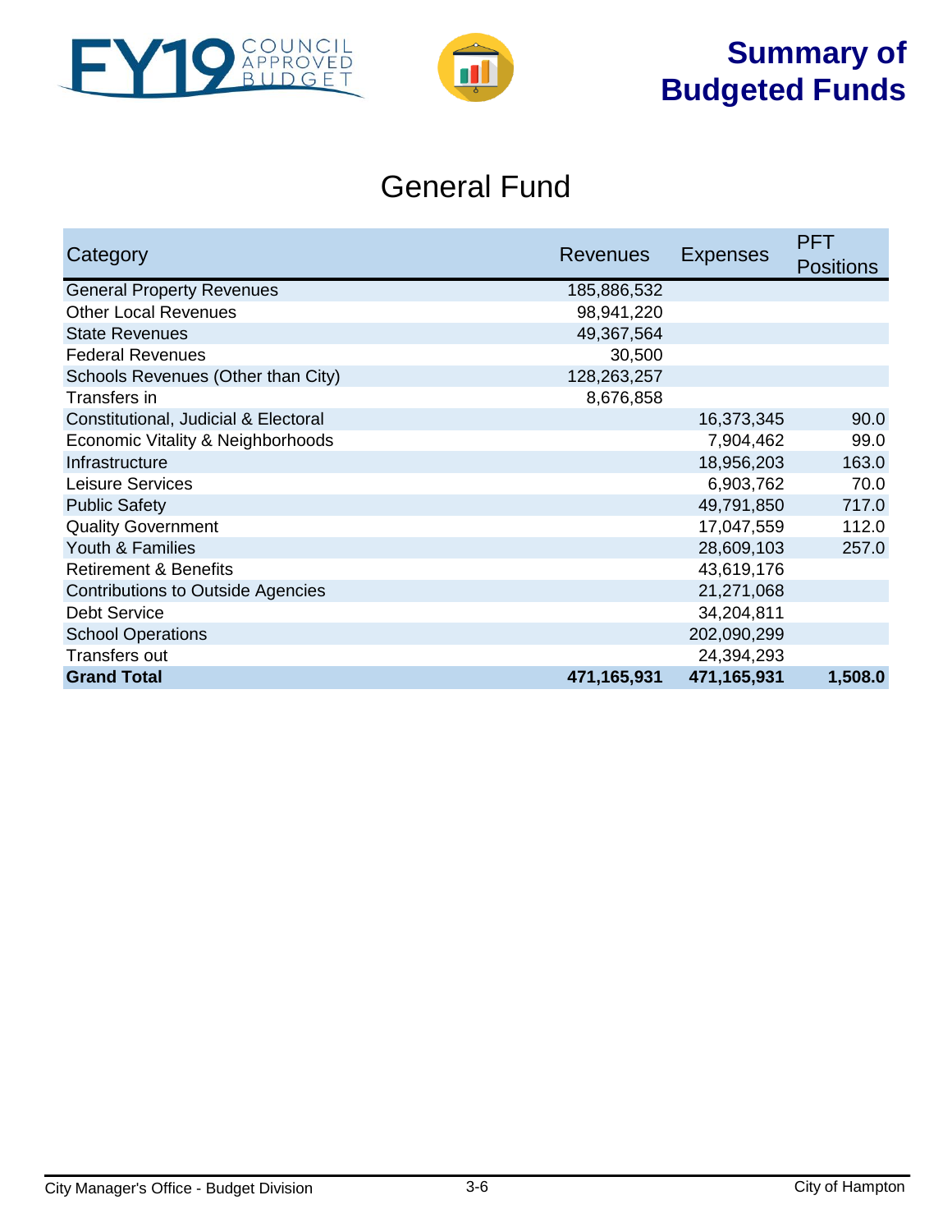# Summary of Budgeted Funds

## General Fund

| Category | Revenues | Expenses | PFT Positions |
|---|---|---|---|
| General Property Revenues | 185,886,532 | | |
| Other Local Revenues | 98,941,220 | | |
| State Revenues | 49,367,564 | | |
| Federal Revenues | 30,500 | | |
| Schools Revenues (Other than City) | 128,263,257 | | |
| Transfers in | 8,676,858 | | |
| Constitutional, Judicial & Electoral | | 16,373,345 | 90.0 |
| Economic Vitality & Neighborhoods | | 7,904,462 | 99.0 |
| Infrastructure | | 18,956,203 | 163.0 |
| Leisure Services | | 6,903,762 | 70.0 |
| Public Safety | | 49,791,850 | 717.0 |
| Quality Government | | 17,047,559 | 112.0 |
| Youth & Families | | 28,609,103 | 257.0 |
| Retirement & Benefits | | 43,619,176 | |
| Contributions to Outside Agencies | | 21,271,068 | |
| Debt Service | | 34,204,811 | |
| School Operations | | 202,090,299 | |
| Transfers out | | 24,394,293 | |
| **Grand Total** | **471,165,931** | **471,165,931** | **1,508.0** |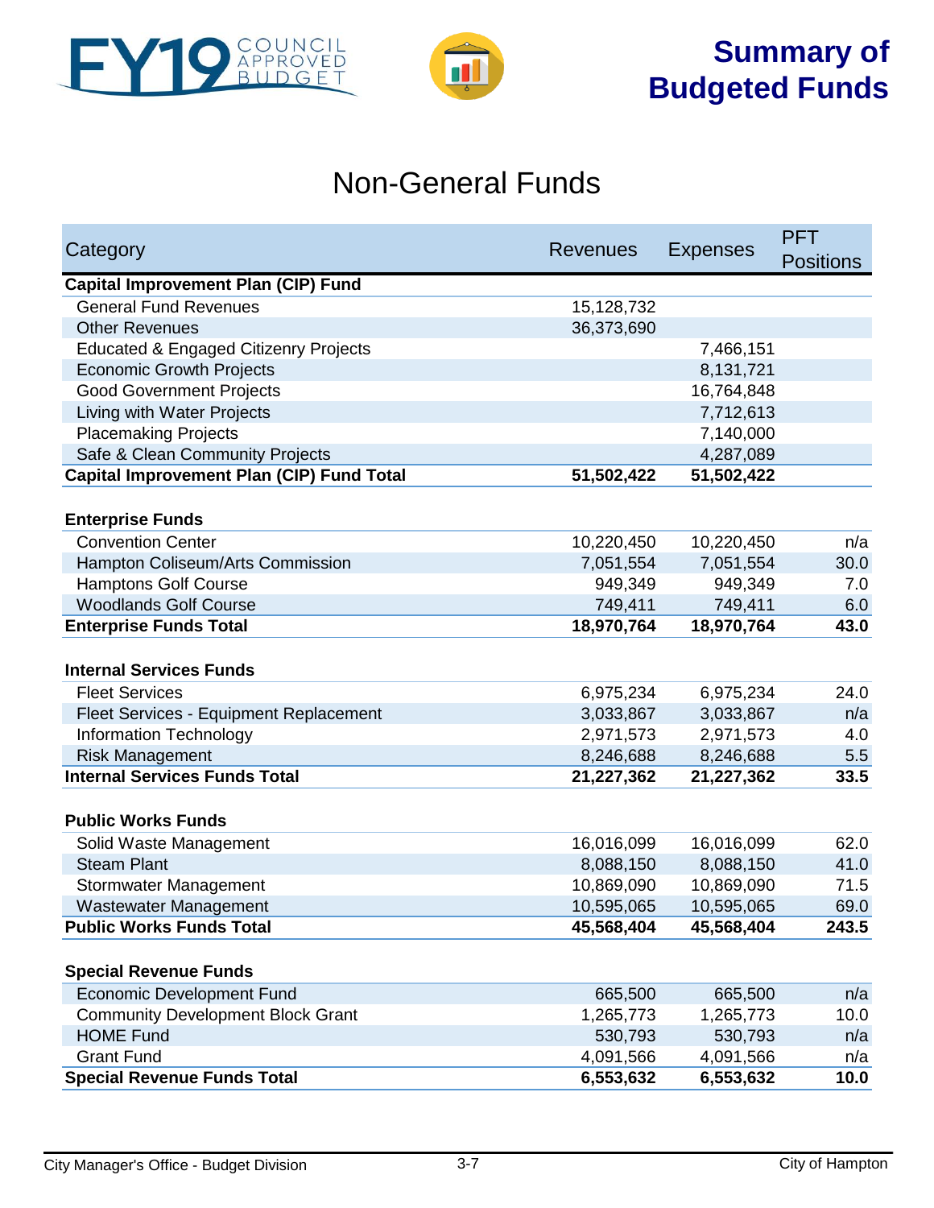# Summary of Budgeted Funds

## Non-General Funds

| Category | Revenues | Expenses | PFT Positions |
|---|---|---|---|
| **Capital Improvement Plan (CIP) Fund** | | | |
| General Fund Revenues | 15,128,732 | | |
| Other Revenues | 36,373,690 | | |
| Educated & Engaged Citizenry Projects | | 7,466,151 | |
| Economic Growth Projects | | 8,131,721 | |
| Good Government Projects | | 16,764,848 | |
| Living with Water Projects | | 7,712,613 | |
| Placemaking Projects | | 7,140,000 | |
| Safe & Clean Community Projects | | 4,287,089 | |
| **Capital Improvement Plan (CIP) Fund Total** | **51,502,422** | **51,502,422** | |
| | | | |
| **Enterprise Funds** | | | |
| Convention Center | 10,220,450 | 10,220,450 | n/a |
| Hampton Coliseum/Arts Commission | 7,051,554 | 7,051,554 | 30.0 |
| Hamptons Golf Course | 949,349 | 949,349 | 7.0 |
| Woodlands Golf Course | 749,411 | 749,411 | 6.0 |
| **Enterprise Funds Total** | **18,970,764** | **18,970,764** | **43.0** |
| | | | |
| **Internal Services Funds** | | | |
| Fleet Services | 6,975,234 | 6,975,234 | 24.0 |
| Fleet Services - Equipment Replacement | 3,033,867 | 3,033,867 | n/a |
| Information Technology | 2,971,573 | 2,971,573 | 4.0 |
| Risk Management | 8,246,688 | 8,246,688 | 5.5 |
| **Internal Services Funds Total** | **21,227,362** | **21,227,362** | **33.5** |
| | | | |
| **Public Works Funds** | | | |
| Solid Waste Management | 16,016,099 | 16,016,099 | 62.0 |
| Steam Plant | 8,088,150 | 8,088,150 | 41.0 |
| Stormwater Management | 10,869,090 | 10,869,090 | 71.5 |
| Wastewater Management | 10,595,065 | 10,595,065 | 69.0 |
| **Public Works Funds Total** | **45,568,404** | **45,568,404** | **243.5** |
| | | | |
| **Special Revenue Funds** | | | |
| Economic Development Fund | 665,500 | 665,500 | n/a |
| Community Development Block Grant | 1,265,773 | 1,265,773 | 10.0 |
| HOME Fund | 530,793 | 530,793 | n/a |
| Grant Fund | 4,091,566 | 4,091,566 | n/a |
| **Special Revenue Funds Total** | **6,553,632** | **6,553,632** | **10.0** |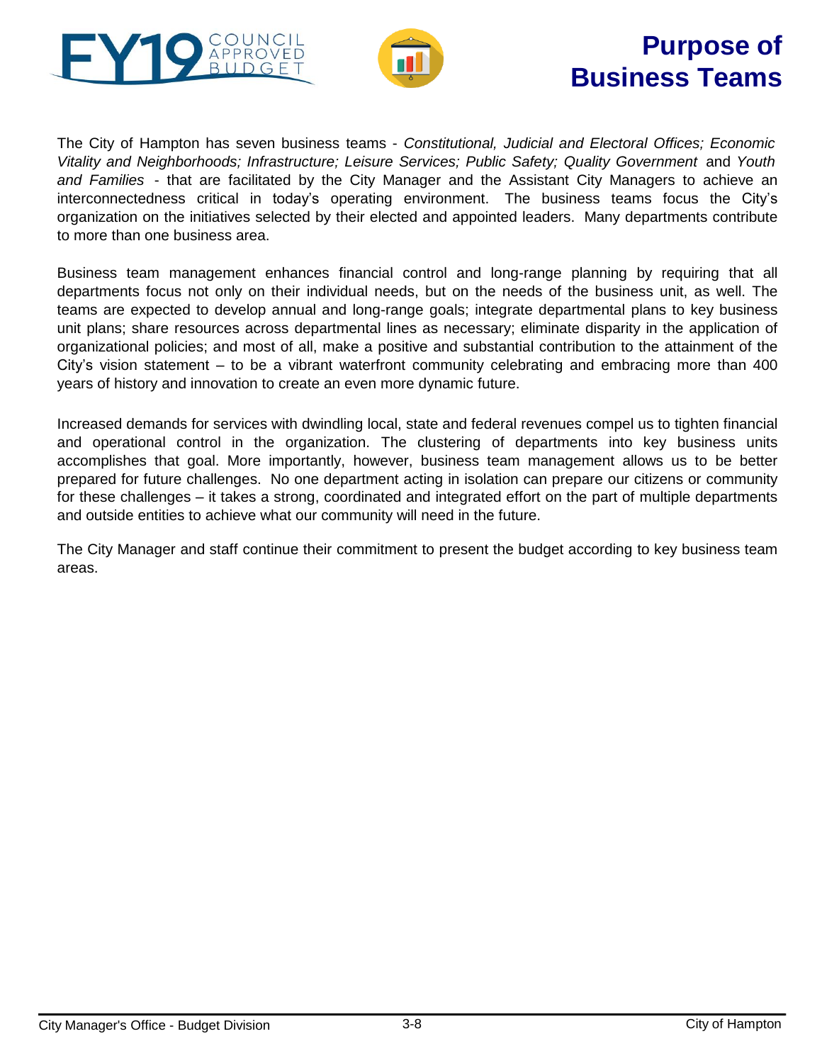# Purpose of Business Teams

The City of Hampton has seven business teams - *Constitutional, Judicial and Electoral Offices; Economic Vitality and Neighborhoods; Infrastructure; Leisure Services; Public Safety; Quality Government* and *Youth and Families* - that are facilitated by the City Manager and the Assistant City Managers to achieve an interconnectedness critical in today's operating environment. The business teams focus the City's organization on the initiatives selected by their elected and appointed leaders. Many departments contribute to more than one business area.

Business team management enhances financial control and long-range planning by requiring that all departments focus not only on their individual needs, but on the needs of the business unit, as well. The teams are expected to develop annual and long-range goals; integrate departmental plans to key business unit plans; share resources across departmental lines as necessary; eliminate disparity in the application of organizational policies; and most of all, make a positive and substantial contribution to the attainment of the City's vision statement – to be a vibrant waterfront community celebrating and embracing more than 400 years of history and innovation to create an even more dynamic future.

Increased demands for services with dwindling local, state and federal revenues compel us to tighten financial and operational control in the organization. The clustering of departments into key business units accomplishes that goal. More importantly, however, business team management allows us to be better prepared for future challenges. No one department acting in isolation can prepare our citizens or community for these challenges – it takes a strong, coordinated and integrated effort on the part of multiple departments and outside entities to achieve what our community will need in the future.

The City Manager and staff continue their commitment to present the budget according to key business team areas.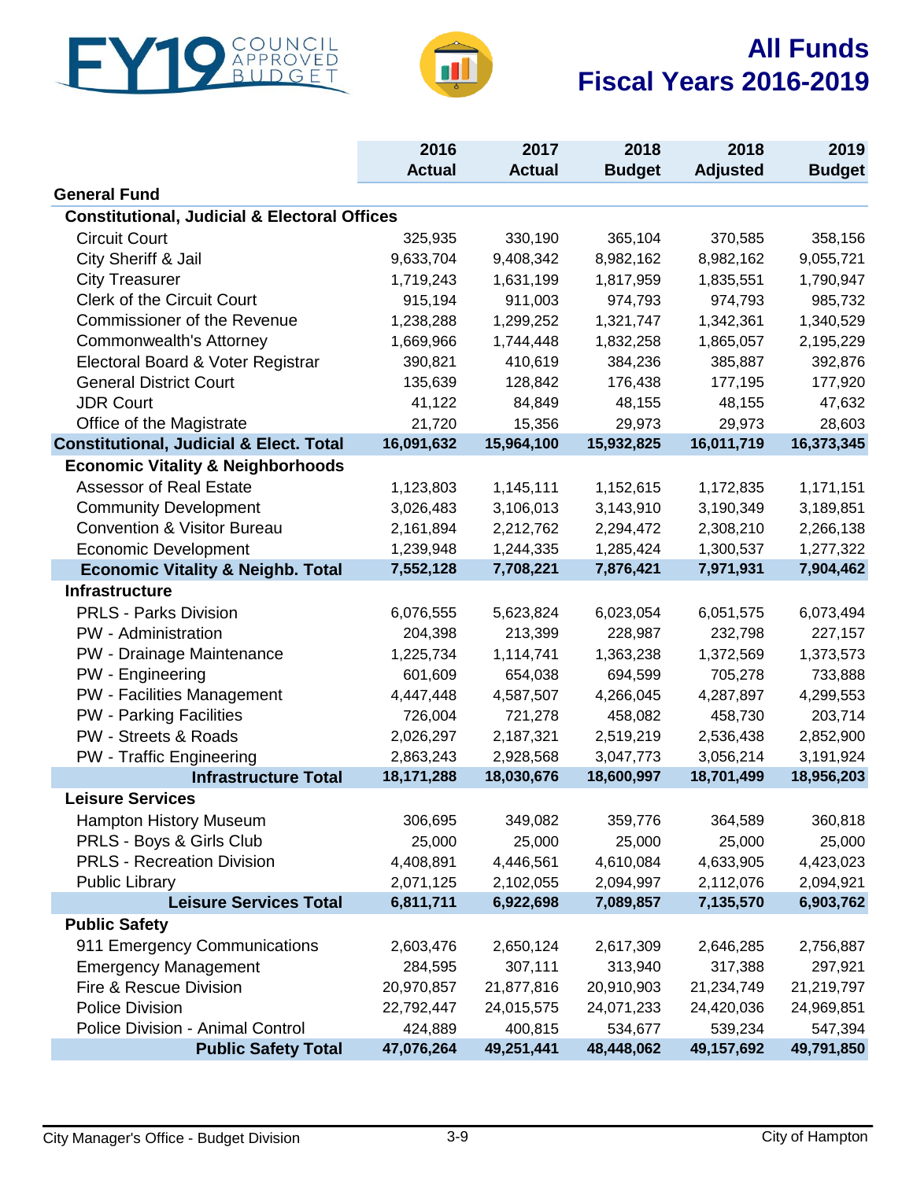# FY19 COUNCIL APPROVED BUDGET

# All Funds
# Fiscal Years 2016-2019

| | 2016 Actual | 2017 Actual | 2018 Budget | 2018 Adjusted | 2019 Budget |
|---|---|---|---|---|---|
| **General Fund** | | | | | |
| **Constitutional, Judicial & Electoral Offices** | | | | | |
| Circuit Court | 325,935 | 330,190 | 365,104 | 370,585 | 358,156 |
| City Sheriff & Jail | 9,633,704 | 9,408,342 | 8,982,162 | 8,982,162 | 9,055,721 |
| City Treasurer | 1,719,243 | 1,631,199 | 1,817,959 | 1,835,551 | 1,790,947 |
| Clerk of the Circuit Court | 915,194 | 911,003 | 974,793 | 974,793 | 985,732 |
| Commissioner of the Revenue | 1,238,288 | 1,299,252 | 1,321,747 | 1,342,361 | 1,340,529 |
| Commonwealth's Attorney | 1,669,966 | 1,744,448 | 1,832,258 | 1,865,057 | 2,195,229 |
| Electoral Board & Voter Registrar | 390,821 | 410,619 | 384,236 | 385,887 | 392,876 |
| General District Court | 135,639 | 128,842 | 176,438 | 177,195 | 177,920 |
| JDR Court | 41,122 | 84,849 | 48,155 | 48,155 | 47,632 |
| Office of the Magistrate | 21,720 | 15,356 | 29,973 | 29,973 | 28,603 |
| **Constitutional, Judicial & Elect. Total** | **16,091,632** | **15,964,100** | **15,932,825** | **16,011,719** | **16,373,345** |
| **Economic Vitality & Neighborhoods** | | | | | |
| Assessor of Real Estate | 1,123,803 | 1,145,111 | 1,152,615 | 1,172,835 | 1,171,151 |
| Community Development | 3,026,483 | 3,106,013 | 3,143,910 | 3,190,349 | 3,189,851 |
| Convention & Visitor Bureau | 2,161,894 | 2,212,762 | 2,294,472 | 2,308,210 | 2,266,138 |
| Economic Development | 1,239,948 | 1,244,335 | 1,285,424 | 1,300,537 | 1,277,322 |
| **Economic Vitality & Neighb. Total** | **7,552,128** | **7,708,221** | **7,876,421** | **7,971,931** | **7,904,462** |
| **Infrastructure** | | | | | |
| PRLS - Parks Division | 6,076,555 | 5,623,824 | 6,023,054 | 6,051,575 | 6,073,494 |
| PW - Administration | 204,398 | 213,399 | 228,987 | 232,798 | 227,157 |
| PW - Drainage Maintenance | 1,225,734 | 1,114,741 | 1,363,238 | 1,372,569 | 1,373,573 |
| PW - Engineering | 601,609 | 654,038 | 694,599 | 705,278 | 733,888 |
| PW - Facilities Management | 4,447,448 | 4,587,507 | 4,266,045 | 4,287,897 | 4,299,553 |
| PW - Parking Facilities | 726,004 | 721,278 | 458,082 | 458,730 | 203,714 |
| PW - Streets & Roads | 2,026,297 | 2,187,321 | 2,519,219 | 2,536,438 | 2,852,900 |
| PW - Traffic Engineering | 2,863,243 | 2,928,568 | 3,047,773 | 3,056,214 | 3,191,924 |
| **Infrastructure Total** | **18,171,288** | **18,030,676** | **18,600,997** | **18,701,499** | **18,956,203** |
| **Leisure Services** | | | | | |
| Hampton History Museum | 306,695 | 349,082 | 359,776 | 364,589 | 360,818 |
| PRLS - Boys & Girls Club | 25,000 | 25,000 | 25,000 | 25,000 | 25,000 |
| PRLS - Recreation Division | 4,408,891 | 4,446,561 | 4,610,084 | 4,633,905 | 4,423,023 |
| Public Library | 2,071,125 | 2,102,055 | 2,094,997 | 2,112,076 | 2,094,921 |
| **Leisure Services Total** | **6,811,711** | **6,922,698** | **7,089,857** | **7,135,570** | **6,903,762** |
| **Public Safety** | | | | | |
| 911 Emergency Communications | 2,603,476 | 2,650,124 | 2,617,309 | 2,646,285 | 2,756,887 |
| Emergency Management | 284,595 | 307,111 | 313,940 | 317,388 | 297,921 |
| Fire & Rescue Division | 20,970,857 | 21,877,816 | 20,910,903 | 21,234,749 | 21,219,797 |
| Police Division | 22,792,447 | 24,015,575 | 24,071,233 | 24,420,036 | 24,969,851 |
| Police Division - Animal Control | 424,889 | 400,815 | 534,677 | 539,234 | 547,394 |
| **Public Safety Total** | **47,076,264** | **49,251,441** | **48,448,062** | **49,157,692** | **49,791,850** |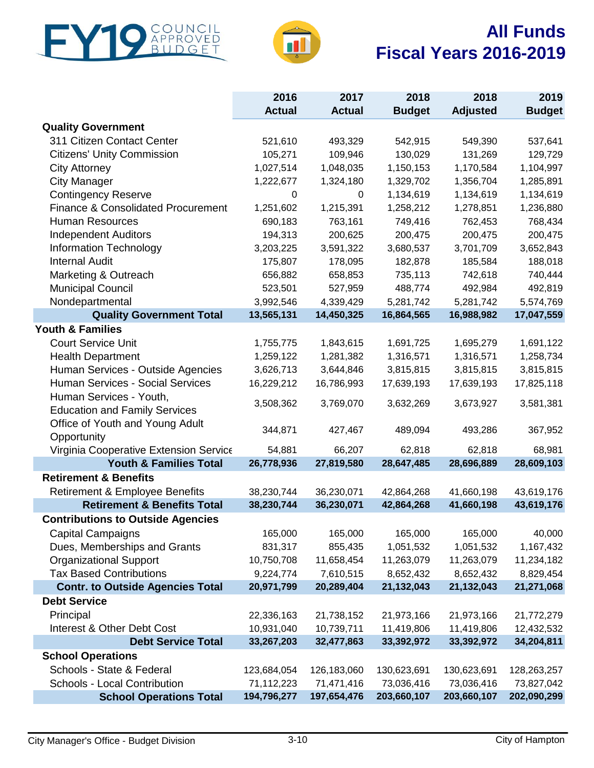# All Funds
## Fiscal Years 2016-2019

| | 2016 Actual | 2017 Actual | 2018 Budget | 2018 Adjusted | 2019 Budget |
|---|---|---|---|---|---|
| **Quality Government** | | | | | |
| 311 Citizen Contact Center | 521,610 | 493,329 | 542,915 | 549,390 | 537,641 |
| Citizens' Unity Commission | 105,271 | 109,946 | 130,029 | 131,269 | 129,729 |
| City Attorney | 1,027,514 | 1,048,035 | 1,150,153 | 1,170,584 | 1,104,997 |
| City Manager | 1,222,677 | 1,324,180 | 1,329,702 | 1,356,704 | 1,285,891 |
| Contingency Reserve | 0 | 0 | 1,134,619 | 1,134,619 | 1,134,619 |
| Finance & Consolidated Procurement | 1,251,602 | 1,215,391 | 1,258,212 | 1,278,851 | 1,236,880 |
| Human Resources | 690,183 | 763,161 | 749,416 | 762,453 | 768,434 |
| Independent Auditors | 194,313 | 200,625 | 200,475 | 200,475 | 200,475 |
| Information Technology | 3,203,225 | 3,591,322 | 3,680,537 | 3,701,709 | 3,652,843 |
| Internal Audit | 175,807 | 178,095 | 182,878 | 185,584 | 188,018 |
| Marketing & Outreach | 656,882 | 658,853 | 735,113 | 742,618 | 740,444 |
| Municipal Council | 523,501 | 527,959 | 488,774 | 492,984 | 492,819 |
| Nondepartmental | 3,992,546 | 4,339,429 | 5,281,742 | 5,281,742 | 5,574,769 |
| **Quality Government Total** | **13,565,131** | **14,450,325** | **16,864,565** | **16,988,982** | **17,047,559** |
| **Youth & Families** | | | | | |
| Court Service Unit | 1,755,775 | 1,843,615 | 1,691,725 | 1,695,279 | 1,691,122 |
| Health Department | 1,259,122 | 1,281,382 | 1,316,571 | 1,316,571 | 1,258,734 |
| Human Services - Outside Agencies | 3,626,713 | 3,644,846 | 3,815,815 | 3,815,815 | 3,815,815 |
| Human Services - Social Services | 16,229,212 | 16,786,993 | 17,639,193 | 17,639,193 | 17,825,118 |
| Human Services - Youth, Education and Family Services | 3,508,362 | 3,769,070 | 3,632,269 | 3,673,927 | 3,581,381 |
| Office of Youth and Young Adult Opportunity | 344,871 | 427,467 | 489,094 | 493,286 | 367,952 |
| Virginia Cooperative Extension Service | 54,881 | 66,207 | 62,818 | 62,818 | 68,981 |
| **Youth & Families Total** | **26,778,936** | **27,819,580** | **28,647,485** | **28,696,889** | **28,609,103** |
| **Retirement & Benefits** | | | | | |
| Retirement & Employee Benefits | 38,230,744 | 36,230,071 | 42,864,268 | 41,660,198 | 43,619,176 |
| **Retirement & Benefits Total** | **38,230,744** | **36,230,071** | **42,864,268** | **41,660,198** | **43,619,176** |
| **Contributions to Outside Agencies** | | | | | |
| Capital Campaigns | 165,000 | 165,000 | 165,000 | 165,000 | 40,000 |
| Dues, Memberships and Grants | 831,317 | 855,435 | 1,051,532 | 1,051,532 | 1,167,432 |
| Organizational Support | 10,750,708 | 11,658,454 | 11,263,079 | 11,263,079 | 11,234,182 |
| Tax Based Contributions | 9,224,774 | 7,610,515 | 8,652,432 | 8,652,432 | 8,829,454 |
| **Contr. to Outside Agencies Total** | **20,971,799** | **20,289,404** | **21,132,043** | **21,132,043** | **21,271,068** |
| **Debt Service** | | | | | |
| Principal | 22,336,163 | 21,738,152 | 21,973,166 | 21,973,166 | 21,772,279 |
| Interest & Other Debt Cost | 10,931,040 | 10,739,711 | 11,419,806 | 11,419,806 | 12,432,532 |
| **Debt Service Total** | **33,267,203** | **32,477,863** | **33,392,972** | **33,392,972** | **34,204,811** |
| **School Operations** | | | | | |
| Schools - State & Federal | 123,684,054 | 126,183,060 | 130,623,691 | 130,623,691 | 128,263,257 |
| Schools - Local Contribution | 71,112,223 | 71,471,416 | 73,036,416 | 73,036,416 | 73,827,042 |
| **School Operations Total** | **194,796,277** | **197,654,476** | **203,660,107** | **203,660,107** | **202,090,299** |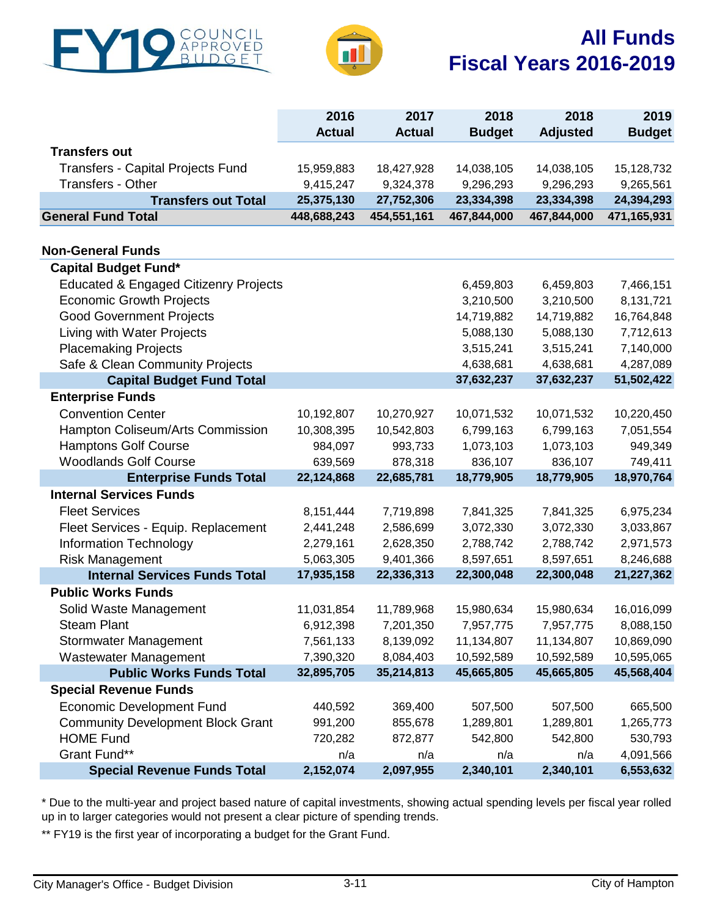# FY19 Council Approved Budget

## All Funds
## Fiscal Years 2016-2019

| | 2016 Actual | 2017 Actual | 2018 Budget | 2018 Adjusted | 2019 Budget |
|---|---|---|---|---|---|
| **Transfers out** | | | | | |
| Transfers - Capital Projects Fund | 15,959,883 | 18,427,928 | 14,038,105 | 14,038,105 | 15,128,732 |
| Transfers - Other | 9,415,247 | 9,324,378 | 9,296,293 | 9,296,293 | 9,265,561 |
| **Transfers out Total** | **25,375,130** | **27,752,306** | **23,334,398** | **23,334,398** | **24,394,293** |
| **General Fund Total** | **448,688,243** | **454,551,161** | **467,844,000** | **467,844,000** | **471,165,931** |
| | | | | | |
| **Non-General Funds** | | | | | |
| **Capital Budget Fund*** | | | | | |
| Educated & Engaged Citizenry Projects | | | 6,459,803 | 6,459,803 | 7,466,151 |
| Economic Growth Projects | | | 3,210,500 | 3,210,500 | 8,131,721 |
| Good Government Projects | | | 14,719,882 | 14,719,882 | 16,764,848 |
| Living with Water Projects | | | 5,088,130 | 5,088,130 | 7,712,613 |
| Placemaking Projects | | | 3,515,241 | 3,515,241 | 7,140,000 |
| Safe & Clean Community Projects | | | 4,638,681 | 4,638,681 | 4,287,089 |
| **Capital Budget Fund Total** | | | **37,632,237** | **37,632,237** | **51,502,422** |
| **Enterprise Funds** | | | | | |
| Convention Center | 10,192,807 | 10,270,927 | 10,071,532 | 10,071,532 | 10,220,450 |
| Hampton Coliseum/Arts Commission | 10,308,395 | 10,542,803 | 6,799,163 | 6,799,163 | 7,051,554 |
| Hamptons Golf Course | 984,097 | 993,733 | 1,073,103 | 1,073,103 | 949,349 |
| Woodlands Golf Course | 639,569 | 878,318 | 836,107 | 836,107 | 749,411 |
| **Enterprise Funds Total** | **22,124,868** | **22,685,781** | **18,779,905** | **18,779,905** | **18,970,764** |
| **Internal Services Funds** | | | | | |
| Fleet Services | 8,151,444 | 7,719,898 | 7,841,325 | 7,841,325 | 6,975,234 |
| Fleet Services - Equip. Replacement | 2,441,248 | 2,586,699 | 3,072,330 | 3,072,330 | 3,033,867 |
| Information Technology | 2,279,161 | 2,628,350 | 2,788,742 | 2,788,742 | 2,971,573 |
| Risk Management | 5,063,305 | 9,401,366 | 8,597,651 | 8,597,651 | 8,246,688 |
| **Internal Services Funds Total** | **17,935,158** | **22,336,313** | **22,300,048** | **22,300,048** | **21,227,362** |
| **Public Works Funds** | | | | | |
| Solid Waste Management | 11,031,854 | 11,789,968 | 15,980,634 | 15,980,634 | 16,016,099 |
| Steam Plant | 6,912,398 | 7,201,350 | 7,957,775 | 7,957,775 | 8,088,150 |
| Stormwater Management | 7,561,133 | 8,139,092 | 11,134,807 | 11,134,807 | 10,869,090 |
| Wastewater Management | 7,390,320 | 8,084,403 | 10,592,589 | 10,592,589 | 10,595,065 |
| **Public Works Funds Total** | **32,895,705** | **35,214,813** | **45,665,805** | **45,665,805** | **45,568,404** |
| **Special Revenue Funds** | | | | | |
| Economic Development Fund | 440,592 | 369,400 | 507,500 | 507,500 | 665,500 |
| Community Development Block Grant | 991,200 | 855,678 | 1,289,801 | 1,289,801 | 1,265,773 |
| HOME Fund | 720,282 | 872,877 | 542,800 | 542,800 | 530,793 |
| Grant Fund** | n/a | n/a | n/a | n/a | 4,091,566 |
| **Special Revenue Funds Total** | **2,152,074** | **2,097,955** | **2,340,101** | **2,340,101** | **6,553,632** |

* Due to the multi-year and project based nature of capital investments, showing actual spending levels per fiscal year rolled up in to larger categories would not present a clear picture of spending trends.

** FY19 is the first year of incorporating a budget for the Grant Fund.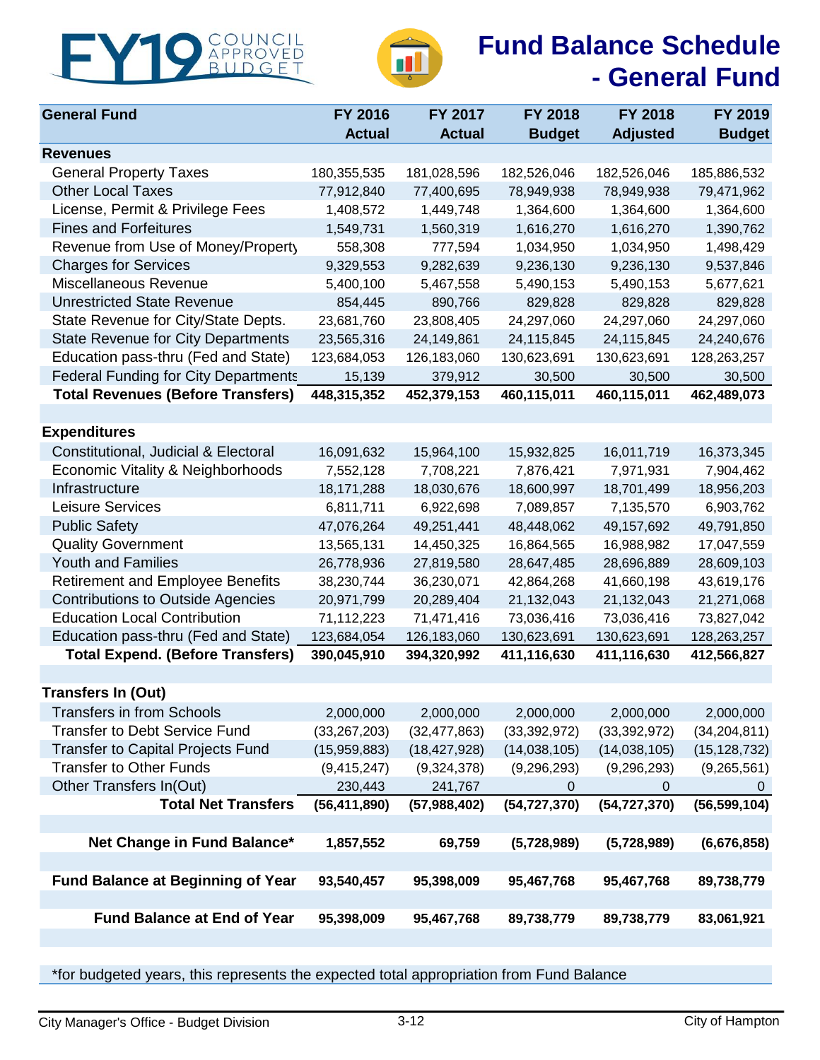# Fund Balance Schedule - General Fund

FY19 COUNCIL APPROVED BUDGET

| General Fund | FY 2016 Actual | FY 2017 Actual | FY 2018 Budget | FY 2018 Adjusted | FY 2019 Budget |
|---|---|---|---|---|---|
| **Revenues** | | | | | |
| General Property Taxes | 180,355,535 | 181,028,596 | 182,526,046 | 182,526,046 | 185,886,532 |
| Other Local Taxes | 77,912,840 | 77,400,695 | 78,949,938 | 78,949,938 | 79,471,962 |
| License, Permit & Privilege Fees | 1,408,572 | 1,449,748 | 1,364,600 | 1,364,600 | 1,364,600 |
| Fines and Forfeitures | 1,549,731 | 1,560,319 | 1,616,270 | 1,616,270 | 1,390,762 |
| Revenue from Use of Money/Property | 558,308 | 777,594 | 1,034,950 | 1,034,950 | 1,498,429 |
| Charges for Services | 9,329,553 | 9,282,639 | 9,236,130 | 9,236,130 | 9,537,846 |
| Miscellaneous Revenue | 5,400,100 | 5,467,558 | 5,490,153 | 5,490,153 | 5,677,621 |
| Unrestricted State Revenue | 854,445 | 890,766 | 829,828 | 829,828 | 829,828 |
| State Revenue for City/State Depts. | 23,681,760 | 23,808,405 | 24,297,060 | 24,297,060 | 24,297,060 |
| State Revenue for City Departments | 23,565,316 | 24,149,861 | 24,115,845 | 24,115,845 | 24,240,676 |
| Education pass-thru (Fed and State) | 123,684,053 | 126,183,060 | 130,623,691 | 130,623,691 | 128,263,257 |
| Federal Funding for City Departments | 15,139 | 379,912 | 30,500 | 30,500 | 30,500 |
| **Total Revenues (Before Transfers)** | **448,315,352** | **452,379,153** | **460,115,011** | **460,115,011** | **462,489,073** |
| | | | | | |
| **Expenditures** | | | | | |
| Constitutional, Judicial & Electoral | 16,091,632 | 15,964,100 | 15,932,825 | 16,011,719 | 16,373,345 |
| Economic Vitality & Neighborhoods | 7,552,128 | 7,708,221 | 7,876,421 | 7,971,931 | 7,904,462 |
| Infrastructure | 18,171,288 | 18,030,676 | 18,600,997 | 18,701,499 | 18,956,203 |
| Leisure Services | 6,811,711 | 6,922,698 | 7,089,857 | 7,135,570 | 6,903,762 |
| Public Safety | 47,076,264 | 49,251,441 | 48,448,062 | 49,157,692 | 49,791,850 |
| Quality Government | 13,565,131 | 14,450,325 | 16,864,565 | 16,988,982 | 17,047,559 |
| Youth and Families | 26,778,936 | 27,819,580 | 28,647,485 | 28,696,889 | 28,609,103 |
| Retirement and Employee Benefits | 38,230,744 | 36,230,071 | 42,864,268 | 41,660,198 | 43,619,176 |
| Contributions to Outside Agencies | 20,971,799 | 20,289,404 | 21,132,043 | 21,132,043 | 21,271,068 |
| Education Local Contribution | 71,112,223 | 71,471,416 | 73,036,416 | 73,036,416 | 73,827,042 |
| Education pass-thru (Fed and State) | 123,684,054 | 126,183,060 | 130,623,691 | 130,623,691 | 128,263,257 |
| **Total Expend. (Before Transfers)** | **390,045,910** | **394,320,992** | **411,116,630** | **411,116,630** | **412,566,827** |
| | | | | | |
| **Transfers In (Out)** | | | | | |
| Transfers in from Schools | 2,000,000 | 2,000,000 | 2,000,000 | 2,000,000 | 2,000,000 |
| Transfer to Debt Service Fund | (33,267,203) | (32,477,863) | (33,392,972) | (33,392,972) | (34,204,811) |
| Transfer to Capital Projects Fund | (15,959,883) | (18,427,928) | (14,038,105) | (14,038,105) | (15,128,732) |
| Transfer to Other Funds | (9,415,247) | (9,324,378) | (9,296,293) | (9,296,293) | (9,265,561) |
| Other Transfers In(Out) | 230,443 | 241,767 | 0 | 0 | 0 |
| **Total Net Transfers** | **(56,411,890)** | **(57,988,402)** | **(54,727,370)** | **(54,727,370)** | **(56,599,104)** |
| | | | | | |
| **Net Change in Fund Balance*** | **1,857,552** | **69,759** | **(5,728,989)** | **(5,728,989)** | **(6,676,858)** |
| | | | | | |
| **Fund Balance at Beginning of Year** | **93,540,457** | **95,398,009** | **95,467,768** | **95,467,768** | **89,738,779** |
| | | | | | |
| **Fund Balance at End of Year** | **95,398,009** | **95,467,768** | **89,738,779** | **89,738,779** | **83,061,921** |

*for budgeted years, this represents the expected total appropriation from Fund Balance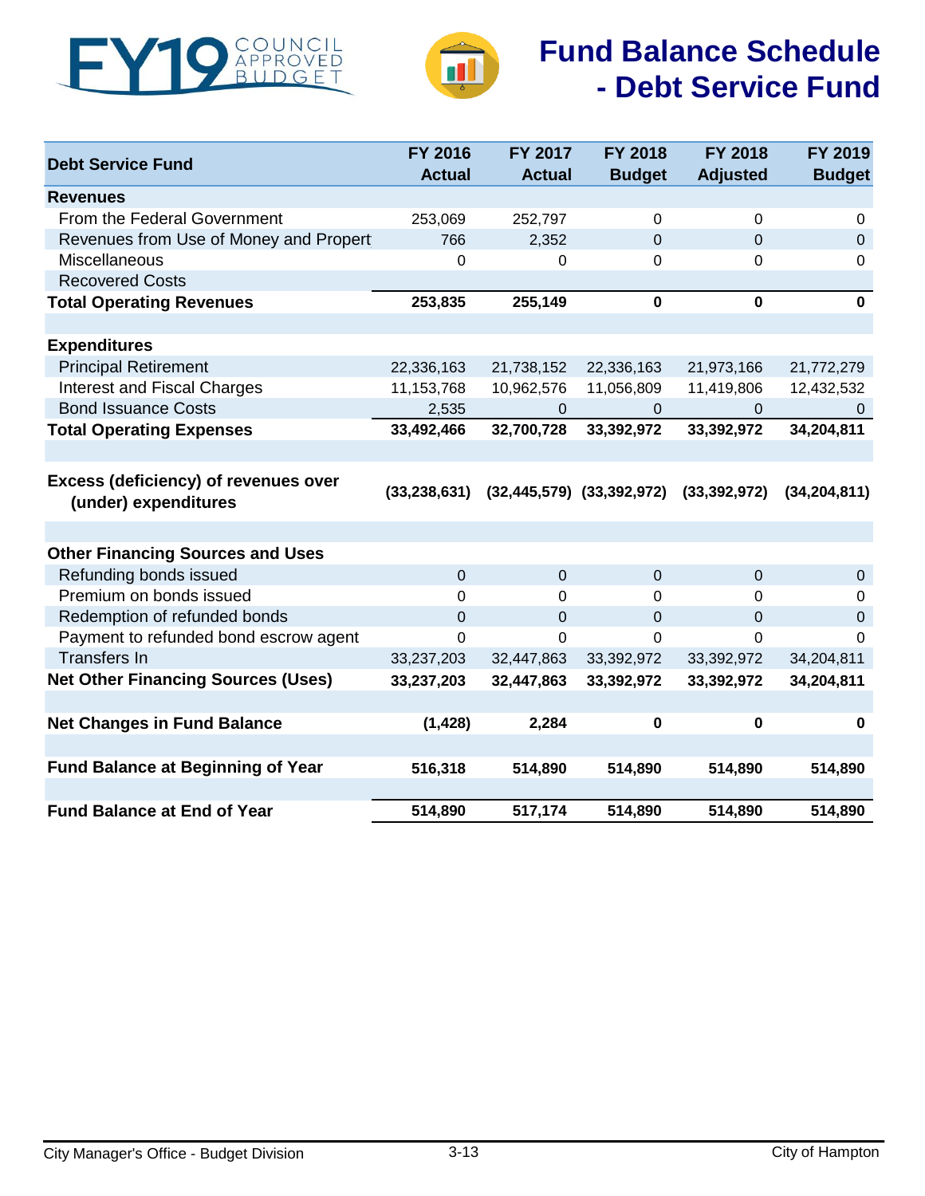# Fund Balance Schedule - Debt Service Fund

| Debt Service Fund | FY 2016 Actual | FY 2017 Actual | FY 2018 Budget | FY 2018 Adjusted | FY 2019 Budget |
|---|---|---|---|---|---|
| **Revenues** | | | | | |
| From the Federal Government | 253,069 | 252,797 | 0 | 0 | 0 |
| Revenues from Use of Money and Propert | 766 | 2,352 | 0 | 0 | 0 |
| Miscellaneous | 0 | 0 | 0 | 0 | 0 |
| Recovered Costs | | | | | |
| **Total Operating Revenues** | **253,835** | **255,149** | **0** | **0** | **0** |
| | | | | | |
| **Expenditures** | | | | | |
| Principal Retirement | 22,336,163 | 21,738,152 | 22,336,163 | 21,973,166 | 21,772,279 |
| Interest and Fiscal Charges | 11,153,768 | 10,962,576 | 11,056,809 | 11,419,806 | 12,432,532 |
| Bond Issuance Costs | 2,535 | 0 | 0 | 0 | 0 |
| **Total Operating Expenses** | **33,492,466** | **32,700,728** | **33,392,972** | **33,392,972** | **34,204,811** |
| | | | | | |
| **Excess (deficiency) of revenues over (under) expenditures** | **(33,238,631)** | **(32,445,579)** | **(33,392,972)** | **(33,392,972)** | **(34,204,811)** |
| | | | | | |
| **Other Financing Sources and Uses** | | | | | |
| Refunding bonds issued | 0 | 0 | 0 | 0 | 0 |
| Premium on bonds issued | 0 | 0 | 0 | 0 | 0 |
| Redemption of refunded bonds | 0 | 0 | 0 | 0 | 0 |
| Payment to refunded bond escrow agent | 0 | 0 | 0 | 0 | 0 |
| Transfers In | 33,237,203 | 32,447,863 | 33,392,972 | 33,392,972 | 34,204,811 |
| **Net Other Financing Sources (Uses)** | **33,237,203** | **32,447,863** | **33,392,972** | **33,392,972** | **34,204,811** |
| | | | | | |
| **Net Changes in Fund Balance** | **(1,428)** | **2,284** | **0** | **0** | **0** |
| | | | | | |
| **Fund Balance at Beginning of Year** | **516,318** | **514,890** | **514,890** | **514,890** | **514,890** |
| | | | | | |
| **Fund Balance at End of Year** | **514,890** | **517,174** | **514,890** | **514,890** | **514,890** |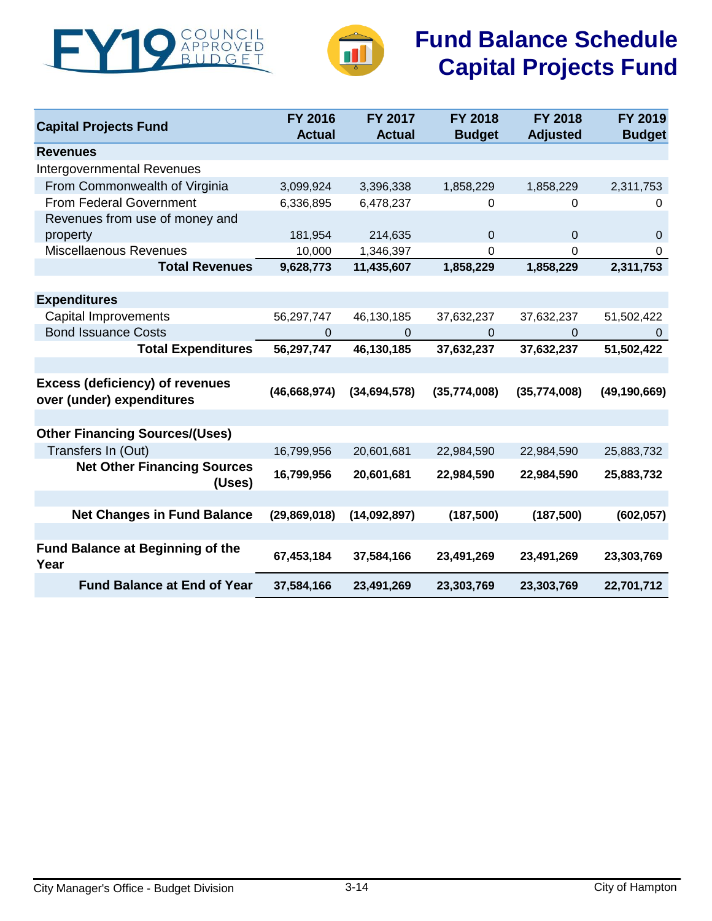# Fund Balance Schedule Capital Projects Fund

| Capital Projects Fund | FY 2016 Actual | FY 2017 Actual | FY 2018 Budget | FY 2018 Adjusted | FY 2019 Budget |
|---|---|---|---|---|---|
| **Revenues** | | | | | |
| Intergovernmental Revenues | | | | | |
| From Commonwealth of Virginia | 3,099,924 | 3,396,338 | 1,858,229 | 1,858,229 | 2,311,753 |
| From Federal Government | 6,336,895 | 6,478,237 | 0 | 0 | 0 |
| Revenues from use of money and property | 181,954 | 214,635 | 0 | 0 | 0 |
| Miscellaneous Revenues | 10,000 | 1,346,397 | 0 | 0 | 0 |
| **Total Revenues** | **9,628,773** | **11,435,607** | **1,858,229** | **1,858,229** | **2,311,753** |
| | | | | | |
| **Expenditures** | | | | | |
| Capital Improvements | 56,297,747 | 46,130,185 | 37,632,237 | 37,632,237 | 51,502,422 |
| Bond Issuance Costs | 0 | 0 | 0 | 0 | 0 |
| **Total Expenditures** | **56,297,747** | **46,130,185** | **37,632,237** | **37,632,237** | **51,502,422** |
| | | | | | |
| **Excess (deficiency) of revenues over (under) expenditures** | **(46,668,974)** | **(34,694,578)** | **(35,774,008)** | **(35,774,008)** | **(49,190,669)** |
| | | | | | |
| **Other Financing Sources/(Uses)** | | | | | |
| Transfers In (Out) | 16,799,956 | 20,601,681 | 22,984,590 | 22,984,590 | 25,883,732 |
| **Net Other Financing Sources (Uses)** | **16,799,956** | **20,601,681** | **22,984,590** | **22,984,590** | **25,883,732** |
| | | | | | |
| **Net Changes in Fund Balance** | **(29,869,018)** | **(14,092,897)** | **(187,500)** | **(187,500)** | **(602,057)** |
| | | | | | |
| **Fund Balance at Beginning of the Year** | **67,453,184** | **37,584,166** | **23,491,269** | **23,491,269** | **23,303,769** |
| **Fund Balance at End of Year** | **37,584,166** | **23,491,269** | **23,303,769** | **23,303,769** | **22,701,712** |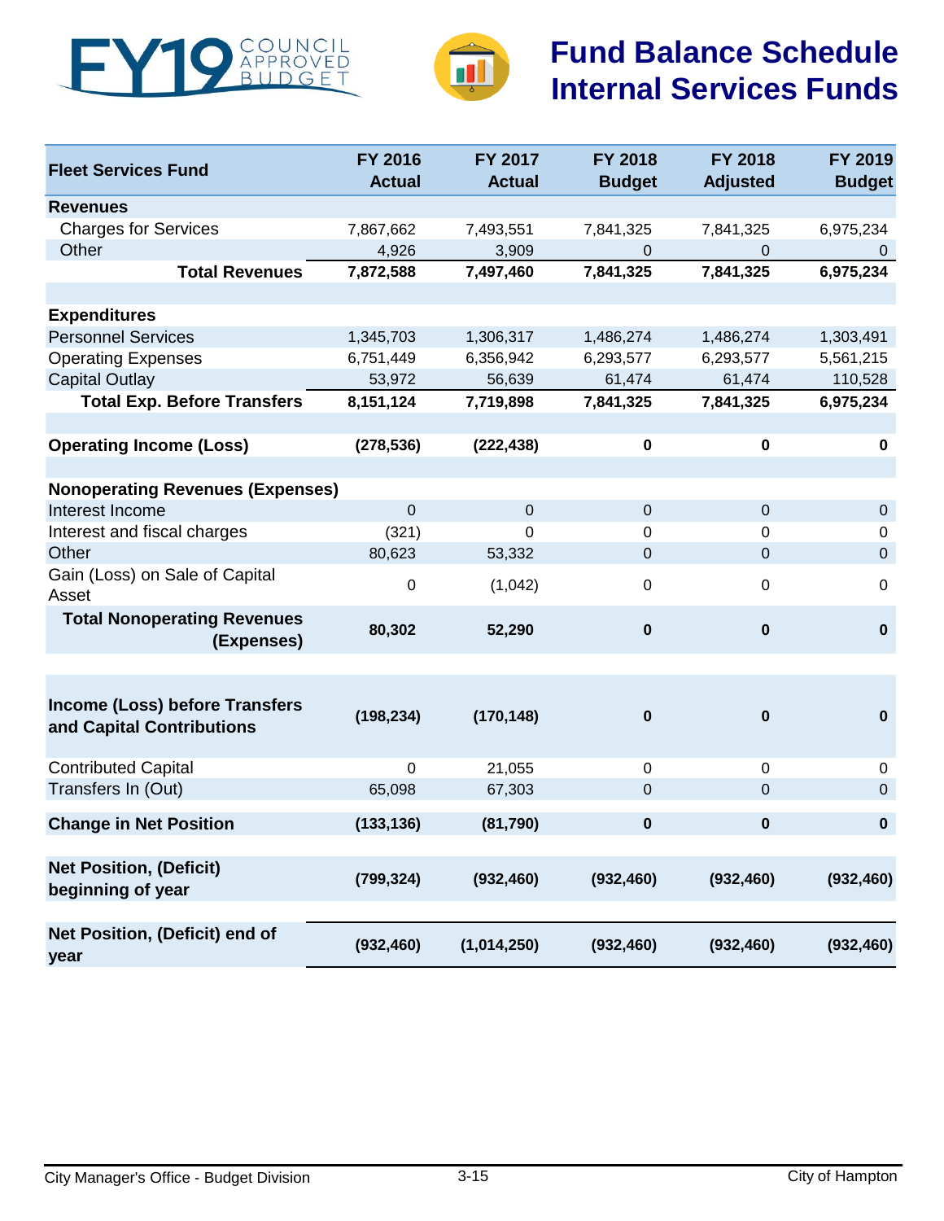# Fund Balance Schedule Internal Services Funds

| Fleet Services Fund | FY 2016 Actual | FY 2017 Actual | FY 2018 Budget | FY 2018 Adjusted | FY 2019 Budget |
|---|---|---|---|---|---|
| **Revenues** | | | | | |
| Charges for Services | 7,867,662 | 7,493,551 | 7,841,325 | 7,841,325 | 6,975,234 |
| Other | 4,926 | 3,909 | 0 | 0 | 0 |
| **Total Revenues** | **7,872,588** | **7,497,460** | **7,841,325** | **7,841,325** | **6,975,234** |
| | | | | | |
| **Expenditures** | | | | | |
| Personnel Services | 1,345,703 | 1,306,317 | 1,486,274 | 1,486,274 | 1,303,491 |
| Operating Expenses | 6,751,449 | 6,356,942 | 6,293,577 | 6,293,577 | 5,561,215 |
| Capital Outlay | 53,972 | 56,639 | 61,474 | 61,474 | 110,528 |
| **Total Exp. Before Transfers** | **8,151,124** | **7,719,898** | **7,841,325** | **7,841,325** | **6,975,234** |
| | | | | | |
| **Operating Income (Loss)** | **(278,536)** | **(222,438)** | **0** | **0** | **0** |
| | | | | | |
| **Nonoperating Revenues (Expenses)** | | | | | |
| Interest Income | 0 | 0 | 0 | 0 | 0 |
| Interest and fiscal charges | (321) | 0 | 0 | 0 | 0 |
| Other | 80,623 | 53,332 | 0 | 0 | 0 |
| Gain (Loss) on Sale of Capital Asset | 0 | (1,042) | 0 | 0 | 0 |
| **Total Nonoperating Revenues (Expenses)** | **80,302** | **52,290** | **0** | **0** | **0** |
| | | | | | |
| **Income (Loss) before Transfers and Capital Contributions** | **(198,234)** | **(170,148)** | **0** | **0** | **0** |
| Contributed Capital | 0 | 21,055 | 0 | 0 | 0 |
| Transfers In (Out) | 65,098 | 67,303 | 0 | 0 | 0 |
| **Change in Net Position** | **(133,136)** | **(81,790)** | **0** | **0** | **0** |
| | | | | | |
| **Net Position, (Deficit) beginning of year** | **(799,324)** | **(932,460)** | **(932,460)** | **(932,460)** | **(932,460)** |
| | | | | | |
| **Net Position, (Deficit) end of year** | **(932,460)** | **(1,014,250)** | **(932,460)** | **(932,460)** | **(932,460)** |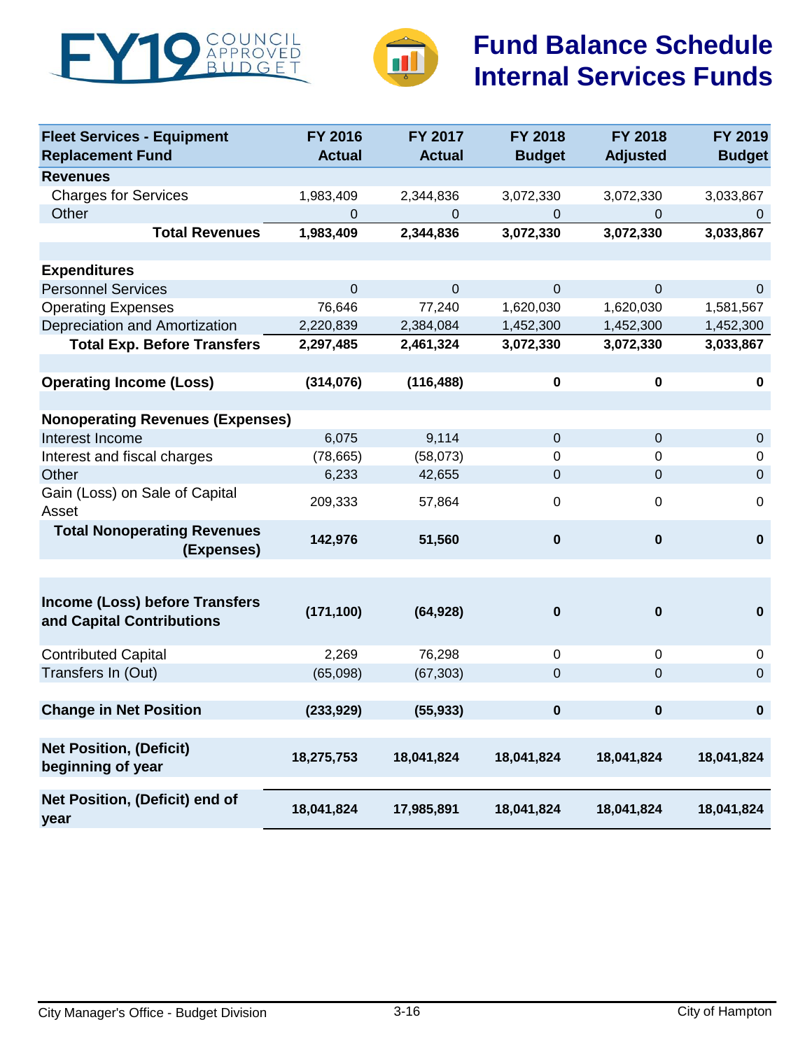# Fund Balance Schedule Internal Services Funds

| Fleet Services - Equipment Replacement Fund | FY 2016 Actual | FY 2017 Actual | FY 2018 Budget | FY 2018 Adjusted | FY 2019 Budget |
|---|---|---|---|---|---|
| **Revenues** | | | | | |
| Charges for Services | 1,983,409 | 2,344,836 | 3,072,330 | 3,072,330 | 3,033,867 |
| Other | 0 | 0 | 0 | 0 | 0 |
| **Total Revenues** | **1,983,409** | **2,344,836** | **3,072,330** | **3,072,330** | **3,033,867** |
| | | | | | |
| **Expenditures** | | | | | |
| Personnel Services | 0 | 0 | 0 | 0 | 0 |
| Operating Expenses | 76,646 | 77,240 | 1,620,030 | 1,620,030 | 1,581,567 |
| Depreciation and Amortization | 2,220,839 | 2,384,084 | 1,452,300 | 1,452,300 | 1,452,300 |
| **Total Exp. Before Transfers** | **2,297,485** | **2,461,324** | **3,072,330** | **3,072,330** | **3,033,867** |
| | | | | | |
| **Operating Income (Loss)** | **(314,076)** | **(116,488)** | **0** | **0** | **0** |
| | | | | | |
| **Nonoperating Revenues (Expenses)** | | | | | |
| Interest Income | 6,075 | 9,114 | 0 | 0 | 0 |
| Interest and fiscal charges | (78,665) | (58,073) | 0 | 0 | 0 |
| Other | 6,233 | 42,655 | 0 | 0 | 0 |
| Gain (Loss) on Sale of Capital Asset | 209,333 | 57,864 | 0 | 0 | 0 |
| **Total Nonoperating Revenues (Expenses)** | **142,976** | **51,560** | **0** | **0** | **0** |
| | | | | | |
| **Income (Loss) before Transfers and Capital Contributions** | **(171,100)** | **(64,928)** | **0** | **0** | **0** |
| Contributed Capital | 2,269 | 76,298 | 0 | 0 | 0 |
| Transfers In (Out) | (65,098) | (67,303) | 0 | 0 | 0 |
| | | | | | |
| **Change in Net Position** | **(233,929)** | **(55,933)** | **0** | **0** | **0** |
| | | | | | |
| **Net Position, (Deficit) beginning of year** | **18,275,753** | **18,041,824** | **18,041,824** | **18,041,824** | **18,041,824** |
| | | | | | |
| **Net Position, (Deficit) end of year** | **18,041,824** | **17,985,891** | **18,041,824** | **18,041,824** | **18,041,824** |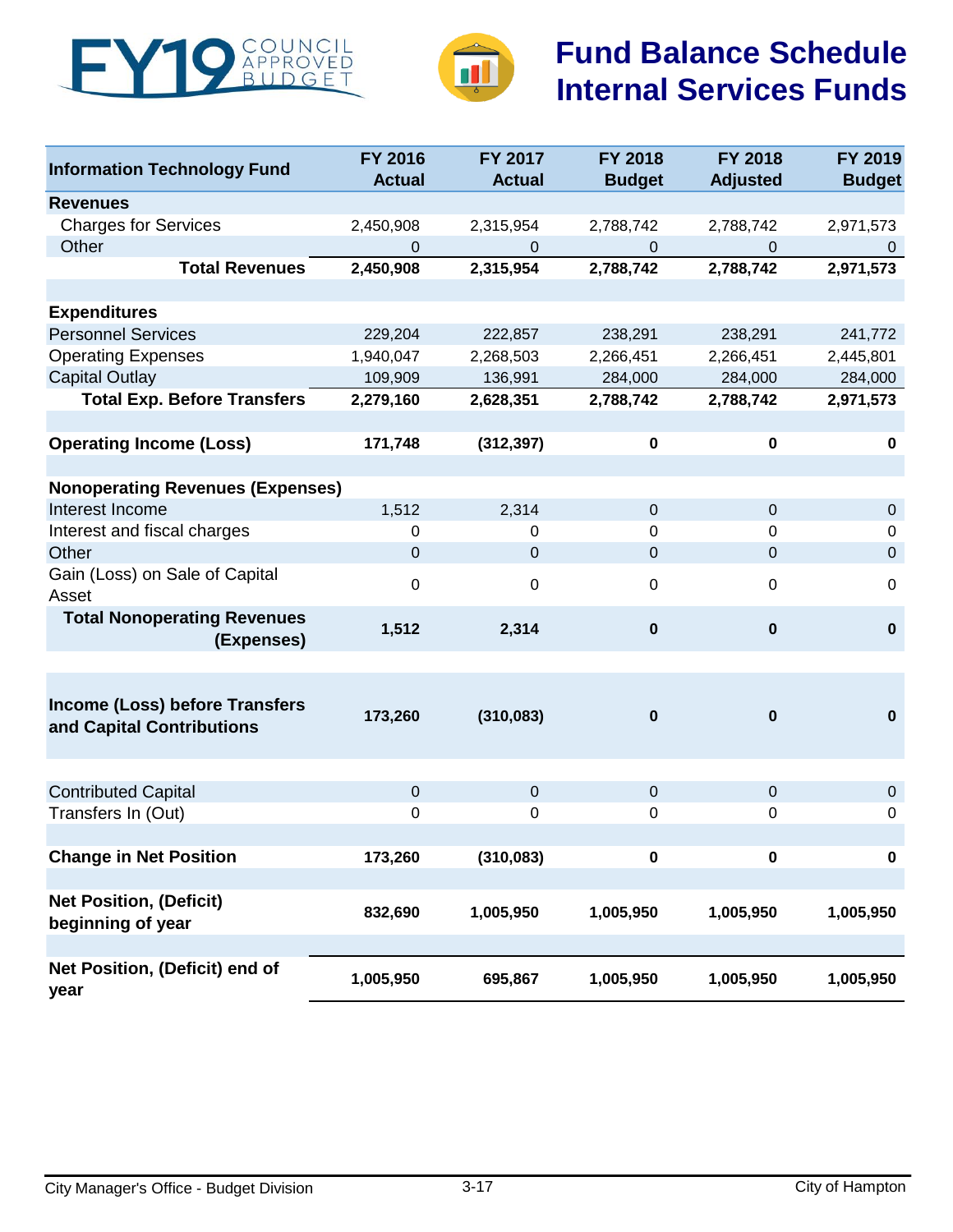# Fund Balance Schedule Internal Services Funds

| Information Technology Fund | FY 2016 Actual | FY 2017 Actual | FY 2018 Budget | FY 2018 Adjusted | FY 2019 Budget |
|---|---|---|---|---|---|
| **Revenues** | | | | | |
| Charges for Services | 2,450,908 | 2,315,954 | 2,788,742 | 2,788,742 | 2,971,573 |
| Other | 0 | 0 | 0 | 0 | 0 |
| **Total Revenues** | **2,450,908** | **2,315,954** | **2,788,742** | **2,788,742** | **2,971,573** |
| | | | | | |
| **Expenditures** | | | | | |
| Personnel Services | 229,204 | 222,857 | 238,291 | 238,291 | 241,772 |
| Operating Expenses | 1,940,047 | 2,268,503 | 2,266,451 | 2,266,451 | 2,445,801 |
| Capital Outlay | 109,909 | 136,991 | 284,000 | 284,000 | 284,000 |
| **Total Exp. Before Transfers** | **2,279,160** | **2,628,351** | **2,788,742** | **2,788,742** | **2,971,573** |
| | | | | | |
| **Operating Income (Loss)** | **171,748** | **(312,397)** | **0** | **0** | **0** |
| | | | | | |
| **Nonoperating Revenues (Expenses)** | | | | | |
| Interest Income | 1,512 | 2,314 | 0 | 0 | 0 |
| Interest and fiscal charges | 0 | 0 | 0 | 0 | 0 |
| Other | 0 | 0 | 0 | 0 | 0 |
| Gain (Loss) on Sale of Capital Asset | 0 | 0 | 0 | 0 | 0 |
| **Total Nonoperating Revenues (Expenses)** | **1,512** | **2,314** | **0** | **0** | **0** |
| | | | | | |
| **Income (Loss) before Transfers and Capital Contributions** | **173,260** | **(310,083)** | **0** | **0** | **0** |
| | | | | | |
| Contributed Capital | 0 | 0 | 0 | 0 | 0 |
| Transfers In (Out) | 0 | 0 | 0 | 0 | 0 |
| | | | | | |
| **Change in Net Position** | **173,260** | **(310,083)** | **0** | **0** | **0** |
| | | | | | |
| **Net Position, (Deficit) beginning of year** | **832,690** | **1,005,950** | **1,005,950** | **1,005,950** | **1,005,950** |
| | | | | | |
| **Net Position, (Deficit) end of year** | **1,005,950** | **695,867** | **1,005,950** | **1,005,950** | **1,005,950** |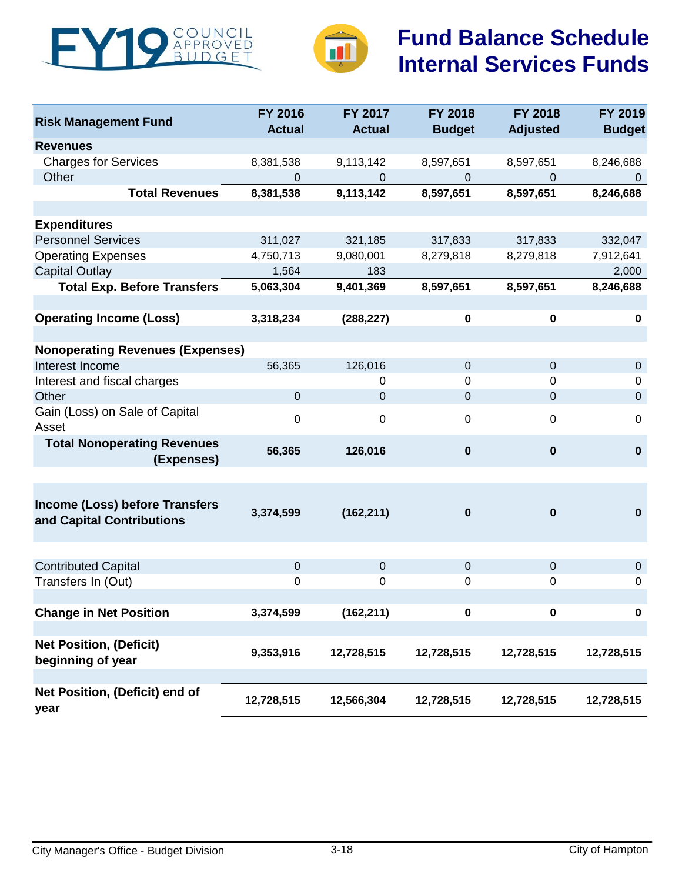# Fund Balance Schedule Internal Services Funds

| Risk Management Fund | FY 2016 Actual | FY 2017 Actual | FY 2018 Budget | FY 2018 Adjusted | FY 2019 Budget |
|---|---|---|---|---|---|
| **Revenues** | | | | | |
| Charges for Services | 8,381,538 | 9,113,142 | 8,597,651 | 8,597,651 | 8,246,688 |
| Other | 0 | 0 | 0 | 0 | 0 |
| **Total Revenues** | **8,381,538** | **9,113,142** | **8,597,651** | **8,597,651** | **8,246,688** |
| | | | | | |
| **Expenditures** | | | | | |
| Personnel Services | 311,027 | 321,185 | 317,833 | 317,833 | 332,047 |
| Operating Expenses | 4,750,713 | 9,080,001 | 8,279,818 | 8,279,818 | 7,912,641 |
| Capital Outlay | 1,564 | 183 | | | 2,000 |
| **Total Exp. Before Transfers** | **5,063,304** | **9,401,369** | **8,597,651** | **8,597,651** | **8,246,688** |
| | | | | | |
| **Operating Income (Loss)** | **3,318,234** | **(288,227)** | **0** | **0** | **0** |
| | | | | | |
| **Nonoperating Revenues (Expenses)** | | | | | |
| Interest Income | 56,365 | 126,016 | 0 | 0 | 0 |
| Interest and fiscal charges | | 0 | 0 | 0 | 0 |
| Other | 0 | 0 | 0 | 0 | 0 |
| Gain (Loss) on Sale of Capital Asset | 0 | 0 | 0 | 0 | 0 |
| **Total Nonoperating Revenues (Expenses)** | **56,365** | **126,016** | **0** | **0** | **0** |
| | | | | | |
| **Income (Loss) before Transfers and Capital Contributions** | **3,374,599** | **(162,211)** | **0** | **0** | **0** |
| | | | | | |
| Contributed Capital | 0 | 0 | 0 | 0 | 0 |
| Transfers In (Out) | 0 | 0 | 0 | 0 | 0 |
| | | | | | |
| **Change in Net Position** | **3,374,599** | **(162,211)** | **0** | **0** | **0** |
| | | | | | |
| **Net Position, (Deficit) beginning of year** | **9,353,916** | **12,728,515** | **12,728,515** | **12,728,515** | **12,728,515** |
| | | | | | |
| **Net Position, (Deficit) end of year** | **12,728,515** | **12,566,304** | **12,728,515** | **12,728,515** | **12,728,515** |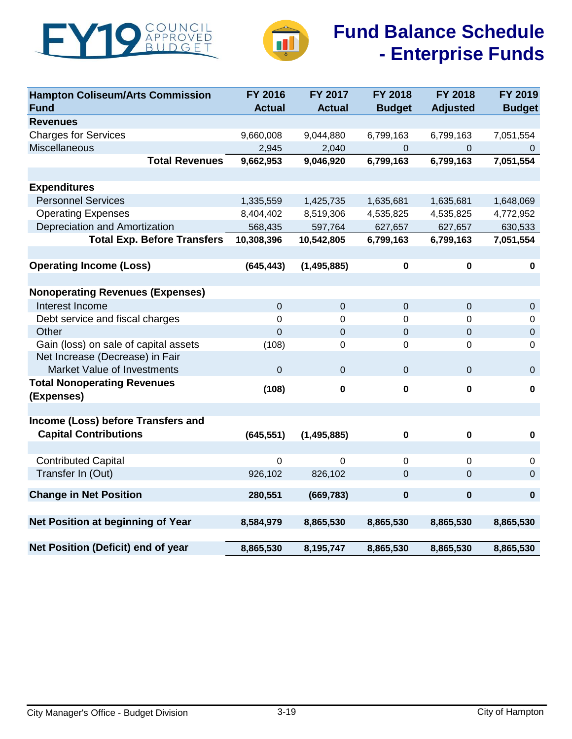# Fund Balance Schedule - Enterprise Funds

| Hampton Coliseum/Arts Commission Fund | FY 2016 Actual | FY 2017 Actual | FY 2018 Budget | FY 2018 Adjusted | FY 2019 Budget |
|---|---|---|---|---|---|
| **Revenues** | | | | | |
| Charges for Services | 9,660,008 | 9,044,880 | 6,799,163 | 6,799,163 | 7,051,554 |
| Miscellaneous | 2,945 | 2,040 | 0 | 0 | 0 |
| **Total Revenues** | **9,662,953** | **9,046,920** | **6,799,163** | **6,799,163** | **7,051,554** |
| | | | | | |
| **Expenditures** | | | | | |
| Personnel Services | 1,335,559 | 1,425,735 | 1,635,681 | 1,635,681 | 1,648,069 |
| Operating Expenses | 8,404,402 | 8,519,306 | 4,535,825 | 4,535,825 | 4,772,952 |
| Depreciation and Amortization | 568,435 | 597,764 | 627,657 | 627,657 | 630,533 |
| **Total Exp. Before Transfers** | **10,308,396** | **10,542,805** | **6,799,163** | **6,799,163** | **7,051,554** |
| | | | | | |
| **Operating Income (Loss)** | **(645,443)** | **(1,495,885)** | **0** | **0** | **0** |
| | | | | | |
| **Nonoperating Revenues (Expenses)** | | | | | |
| Interest Income | 0 | 0 | 0 | 0 | 0 |
| Debt service and fiscal charges | 0 | 0 | 0 | 0 | 0 |
| Other | 0 | 0 | 0 | 0 | 0 |
| Gain (loss) on sale of capital assets | (108) | 0 | 0 | 0 | 0 |
| Net Increase (Decrease) in Fair Market Value of Investments | 0 | 0 | 0 | 0 | 0 |
| **Total Nonoperating Revenues (Expenses)** | **(108)** | **0** | **0** | **0** | **0** |
| | | | | | |
| **Income (Loss) before Transfers and Capital Contributions** | **(645,551)** | **(1,495,885)** | **0** | **0** | **0** |
| | | | | | |
| Contributed Capital | 0 | 0 | 0 | 0 | 0 |
| Transfer In (Out) | 926,102 | 826,102 | 0 | 0 | 0 |
| **Change in Net Position** | **280,551** | **(669,783)** | **0** | **0** | **0** |
| | | | | | |
| **Net Position at beginning of Year** | **8,584,979** | **8,865,530** | **8,865,530** | **8,865,530** | **8,865,530** |
| | | | | | |
| **Net Position (Deficit) end of year** | **8,865,530** | **8,195,747** | **8,865,530** | **8,865,530** | **8,865,530** |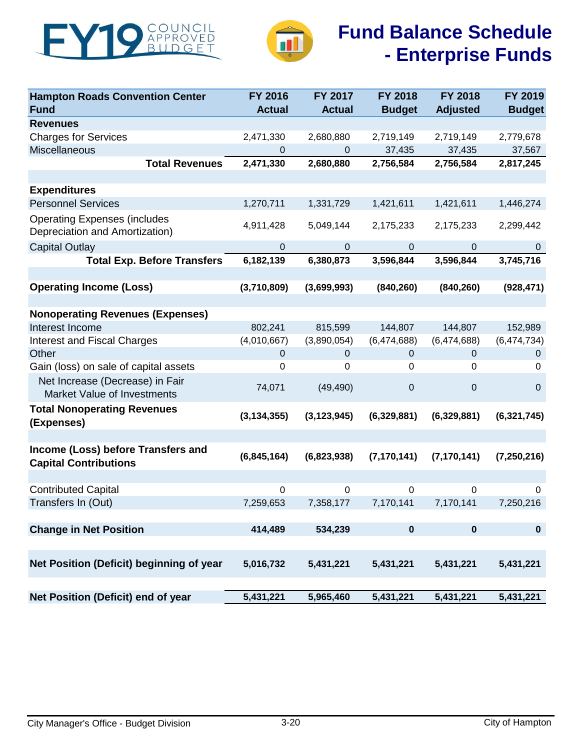# Fund Balance Schedule - Enterprise Funds

FY19 COUNCIL APPROVED BUDGET

| Hampton Roads Convention Center Fund | FY 2016 Actual | FY 2017 Actual | FY 2018 Budget | FY 2018 Adjusted | FY 2019 Budget |
|---|---|---|---|---|---|
| **Revenues** | | | | | |
| Charges for Services | 2,471,330 | 2,680,880 | 2,719,149 | 2,719,149 | 2,779,678 |
| Miscellaneous | 0 | 0 | 37,435 | 37,435 | 37,567 |
| **Total Revenues** | **2,471,330** | **2,680,880** | **2,756,584** | **2,756,584** | **2,817,245** |
| | | | | | |
| **Expenditures** | | | | | |
| Personnel Services | 1,270,711 | 1,331,729 | 1,421,611 | 1,421,611 | 1,446,274 |
| Operating Expenses (includes Depreciation and Amortization) | 4,911,428 | 5,049,144 | 2,175,233 | 2,175,233 | 2,299,442 |
| Capital Outlay | 0 | 0 | 0 | 0 | 0 |
| **Total Exp. Before Transfers** | **6,182,139** | **6,380,873** | **3,596,844** | **3,596,844** | **3,745,716** |
| | | | | | |
| **Operating Income (Loss)** | **(3,710,809)** | **(3,699,993)** | **(840,260)** | **(840,260)** | **(928,471)** |
| | | | | | |
| **Nonoperating Revenues (Expenses)** | | | | | |
| Interest Income | 802,241 | 815,599 | 144,807 | 144,807 | 152,989 |
| Interest and Fiscal Charges | (4,010,667) | (3,890,054) | (6,474,688) | (6,474,688) | (6,474,734) |
| Other | 0 | 0 | 0 | 0 | 0 |
| Gain (loss) on sale of capital assets | 0 | 0 | 0 | 0 | 0 |
| Net Increase (Decrease) in Fair Market Value of Investments | 74,071 | (49,490) | 0 | 0 | 0 |
| **Total Nonoperating Revenues (Expenses)** | **(3,134,355)** | **(3,123,945)** | **(6,329,881)** | **(6,329,881)** | **(6,321,745)** |
| | | | | | |
| **Income (Loss) before Transfers and Capital Contributions** | **(6,845,164)** | **(6,823,938)** | **(7,170,141)** | **(7,170,141)** | **(7,250,216)** |
| | | | | | |
| Contributed Capital | 0 | 0 | 0 | 0 | 0 |
| Transfers In (Out) | 7,259,653 | 7,358,177 | 7,170,141 | 7,170,141 | 7,250,216 |
| | | | | | |
| **Change in Net Position** | **414,489** | **534,239** | **0** | **0** | **0** |
| | | | | | |
| **Net Position (Deficit) beginning of year** | **5,016,732** | **5,431,221** | **5,431,221** | **5,431,221** | **5,431,221** |
| | | | | | |
| **Net Position (Deficit) end of year** | **5,431,221** | **5,965,460** | **5,431,221** | **5,431,221** | **5,431,221** |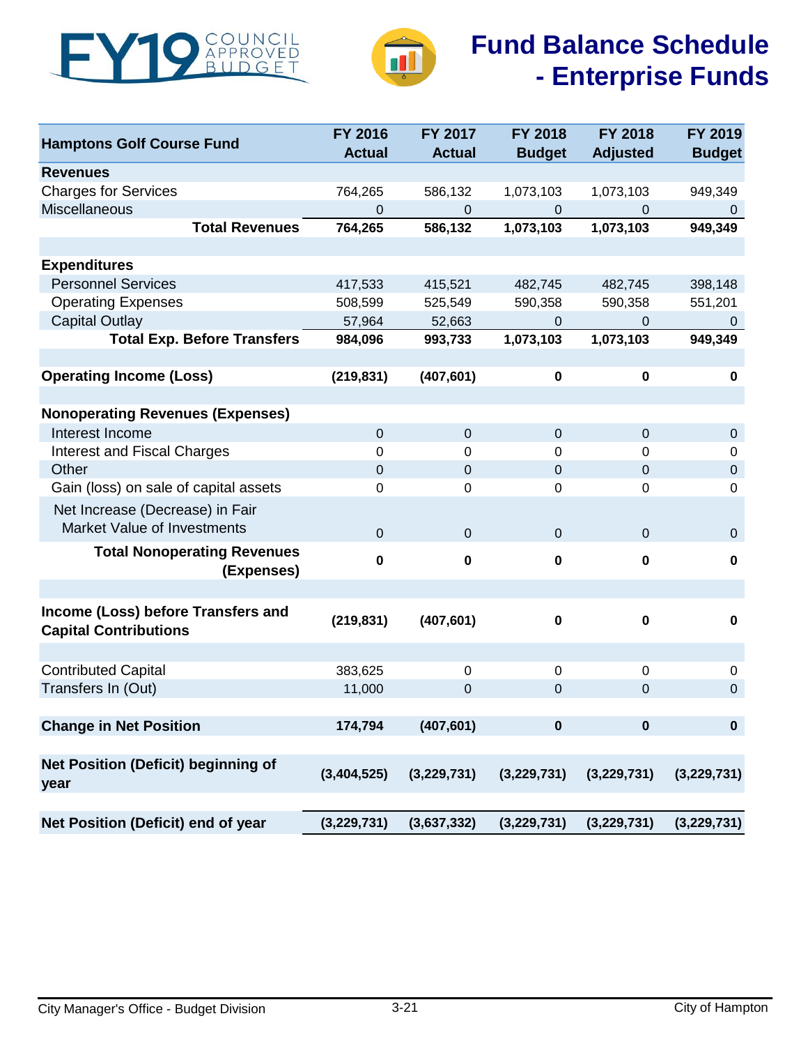# Fund Balance Schedule - Enterprise Funds

| Hamptons Golf Course Fund | FY 2016 Actual | FY 2017 Actual | FY 2018 Budget | FY 2018 Adjusted | FY 2019 Budget |
|---|---|---|---|---|---|
| **Revenues** | | | | | |
| Charges for Services | 764,265 | 586,132 | 1,073,103 | 1,073,103 | 949,349 |
| Miscellaneous | 0 | 0 | 0 | 0 | 0 |
| **Total Revenues** | **764,265** | **586,132** | **1,073,103** | **1,073,103** | **949,349** |
| | | | | | |
| **Expenditures** | | | | | |
| Personnel Services | 417,533 | 415,521 | 482,745 | 482,745 | 398,148 |
| Operating Expenses | 508,599 | 525,549 | 590,358 | 590,358 | 551,201 |
| Capital Outlay | 57,964 | 52,663 | 0 | 0 | 0 |
| **Total Exp. Before Transfers** | **984,096** | **993,733** | **1,073,103** | **1,073,103** | **949,349** |
| | | | | | |
| **Operating Income (Loss)** | **(219,831)** | **(407,601)** | **0** | **0** | **0** |
| | | | | | |
| **Nonoperating Revenues (Expenses)** | | | | | |
| Interest Income | 0 | 0 | 0 | 0 | 0 |
| Interest and Fiscal Charges | 0 | 0 | 0 | 0 | 0 |
| Other | 0 | 0 | 0 | 0 | 0 |
| Gain (loss) on sale of capital assets | 0 | 0 | 0 | 0 | 0 |
| Net Increase (Decrease) in Fair Market Value of Investments | 0 | 0 | 0 | 0 | 0 |
| **Total Nonoperating Revenues (Expenses)** | **0** | **0** | **0** | **0** | **0** |
| | | | | | |
| **Income (Loss) before Transfers and Capital Contributions** | **(219,831)** | **(407,601)** | **0** | **0** | **0** |
| | | | | | |
| Contributed Capital | 383,625 | 0 | 0 | 0 | 0 |
| Transfers In (Out) | 11,000 | 0 | 0 | 0 | 0 |
| | | | | | |
| **Change in Net Position** | **174,794** | **(407,601)** | **0** | **0** | **0** |
| | | | | | |
| **Net Position (Deficit) beginning of year** | **(3,404,525)** | **(3,229,731)** | **(3,229,731)** | **(3,229,731)** | **(3,229,731)** |
| | | | | | |
| **Net Position (Deficit) end of year** | **(3,229,731)** | **(3,637,332)** | **(3,229,731)** | **(3,229,731)** | **(3,229,731)** |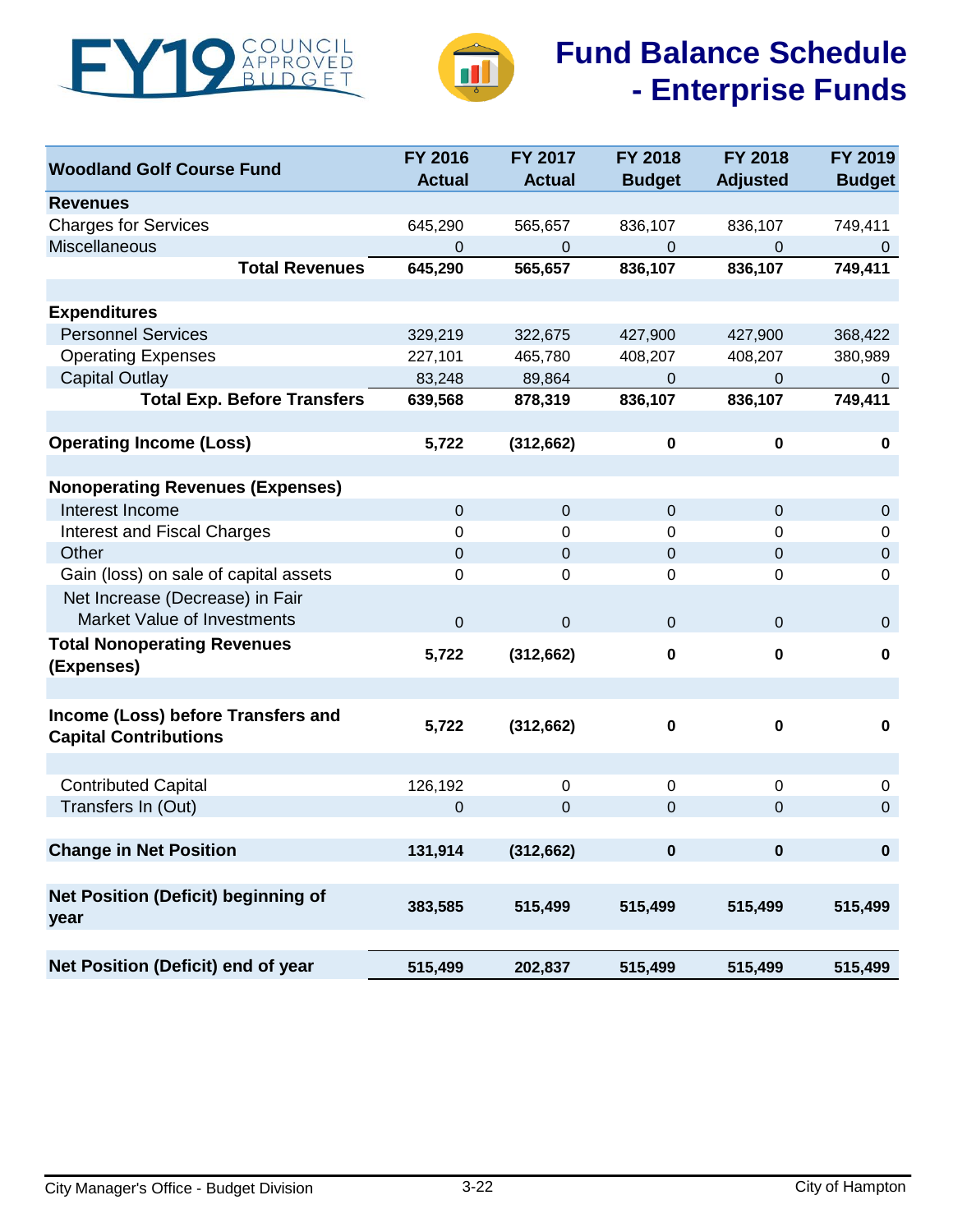# Fund Balance Schedule - Enterprise Funds

| Woodland Golf Course Fund | FY 2016 Actual | FY 2017 Actual | FY 2018 Budget | FY 2018 Adjusted | FY 2019 Budget |
|---|---|---|---|---|---|
| **Revenues** | | | | | |
| Charges for Services | 645,290 | 565,657 | 836,107 | 836,107 | 749,411 |
| Miscellaneous | 0 | 0 | 0 | 0 | 0 |
| **Total Revenues** | **645,290** | **565,657** | **836,107** | **836,107** | **749,411** |
| | | | | | |
| **Expenditures** | | | | | |
| Personnel Services | 329,219 | 322,675 | 427,900 | 427,900 | 368,422 |
| Operating Expenses | 227,101 | 465,780 | 408,207 | 408,207 | 380,989 |
| Capital Outlay | 83,248 | 89,864 | 0 | 0 | 0 |
| **Total Exp. Before Transfers** | **639,568** | **878,319** | **836,107** | **836,107** | **749,411** |
| | | | | | |
| **Operating Income (Loss)** | **5,722** | **(312,662)** | **0** | **0** | **0** |
| | | | | | |
| **Nonoperating Revenues (Expenses)** | | | | | |
| Interest Income | 0 | 0 | 0 | 0 | 0 |
| Interest and Fiscal Charges | 0 | 0 | 0 | 0 | 0 |
| Other | 0 | 0 | 0 | 0 | 0 |
| Gain (loss) on sale of capital assets | 0 | 0 | 0 | 0 | 0 |
| Net Increase (Decrease) in Fair Market Value of Investments | 0 | 0 | 0 | 0 | 0 |
| **Total Nonoperating Revenues (Expenses)** | **5,722** | **(312,662)** | **0** | **0** | **0** |
| | | | | | |
| **Income (Loss) before Transfers and Capital Contributions** | **5,722** | **(312,662)** | **0** | **0** | **0** |
| | | | | | |
| Contributed Capital | 126,192 | 0 | 0 | 0 | 0 |
| Transfers In (Out) | 0 | 0 | 0 | 0 | 0 |
| | | | | | |
| **Change in Net Position** | **131,914** | **(312,662)** | **0** | **0** | **0** |
| | | | | | |
| **Net Position (Deficit) beginning of year** | **383,585** | **515,499** | **515,499** | **515,499** | **515,499** |
| | | | | | |
| **Net Position (Deficit) end of year** | **515,499** | **202,837** | **515,499** | **515,499** | **515,499** |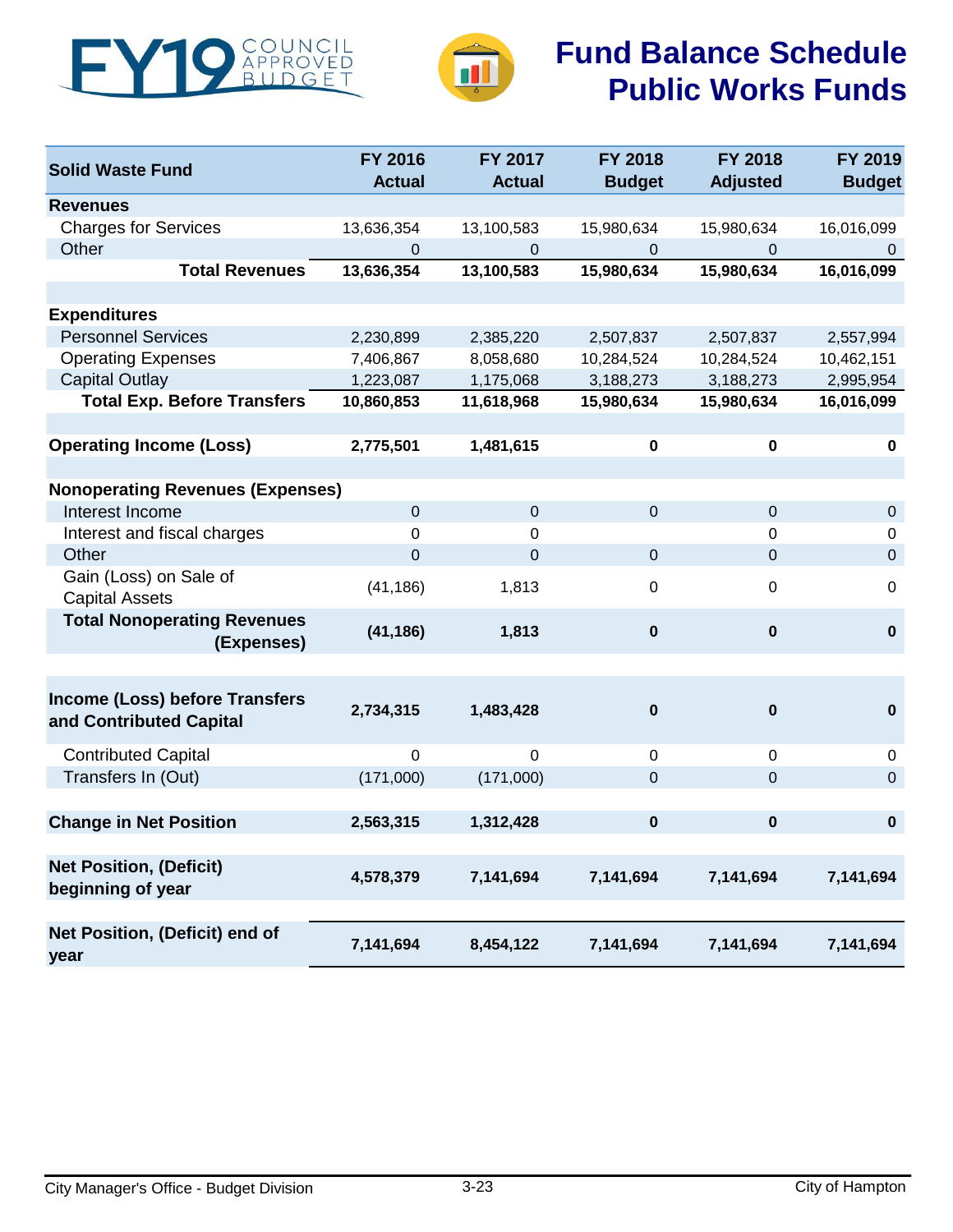# FY19 COUNCIL APPROVED BUDGET

# Fund Balance Schedule
# Public Works Funds

| Solid Waste Fund | FY 2016 Actual | FY 2017 Actual | FY 2018 Budget | FY 2018 Adjusted | FY 2019 Budget |
|---|---|---|---|---|---|
| **Revenues** | | | | | |
| Charges for Services | 13,636,354 | 13,100,583 | 15,980,634 | 15,980,634 | 16,016,099 |
| Other | 0 | 0 | 0 | 0 | 0 |
| **Total Revenues** | **13,636,354** | **13,100,583** | **15,980,634** | **15,980,634** | **16,016,099** |
| | | | | | |
| **Expenditures** | | | | | |
| Personnel Services | 2,230,899 | 2,385,220 | 2,507,837 | 2,507,837 | 2,557,994 |
| Operating Expenses | 7,406,867 | 8,058,680 | 10,284,524 | 10,284,524 | 10,462,151 |
| Capital Outlay | 1,223,087 | 1,175,068 | 3,188,273 | 3,188,273 | 2,995,954 |
| **Total Exp. Before Transfers** | **10,860,853** | **11,618,968** | **15,980,634** | **15,980,634** | **16,016,099** |
| | | | | | |
| **Operating Income (Loss)** | **2,775,501** | **1,481,615** | **0** | **0** | **0** |
| | | | | | |
| **Nonoperating Revenues (Expenses)** | | | | | |
| Interest Income | 0 | 0 | 0 | 0 | 0 |
| Interest and fiscal charges | 0 | 0 | | 0 | 0 |
| Other | 0 | 0 | 0 | 0 | 0 |
| Gain (Loss) on Sale of Capital Assets | (41,186) | 1,813 | 0 | 0 | 0 |
| **Total Nonoperating Revenues (Expenses)** | **(41,186)** | **1,813** | **0** | **0** | **0** |
| | | | | | |
| **Income (Loss) before Transfers and Contributed Capital** | **2,734,315** | **1,483,428** | **0** | **0** | **0** |
| Contributed Capital | 0 | 0 | 0 | 0 | 0 |
| Transfers In (Out) | (171,000) | (171,000) | 0 | 0 | 0 |
| | | | | | |
| **Change in Net Position** | **2,563,315** | **1,312,428** | **0** | **0** | **0** |
| | | | | | |
| **Net Position, (Deficit) beginning of year** | **4,578,379** | **7,141,694** | **7,141,694** | **7,141,694** | **7,141,694** |
| | | | | | |
| **Net Position, (Deficit) end of year** | **7,141,694** | **8,454,122** | **7,141,694** | **7,141,694** | **7,141,694** |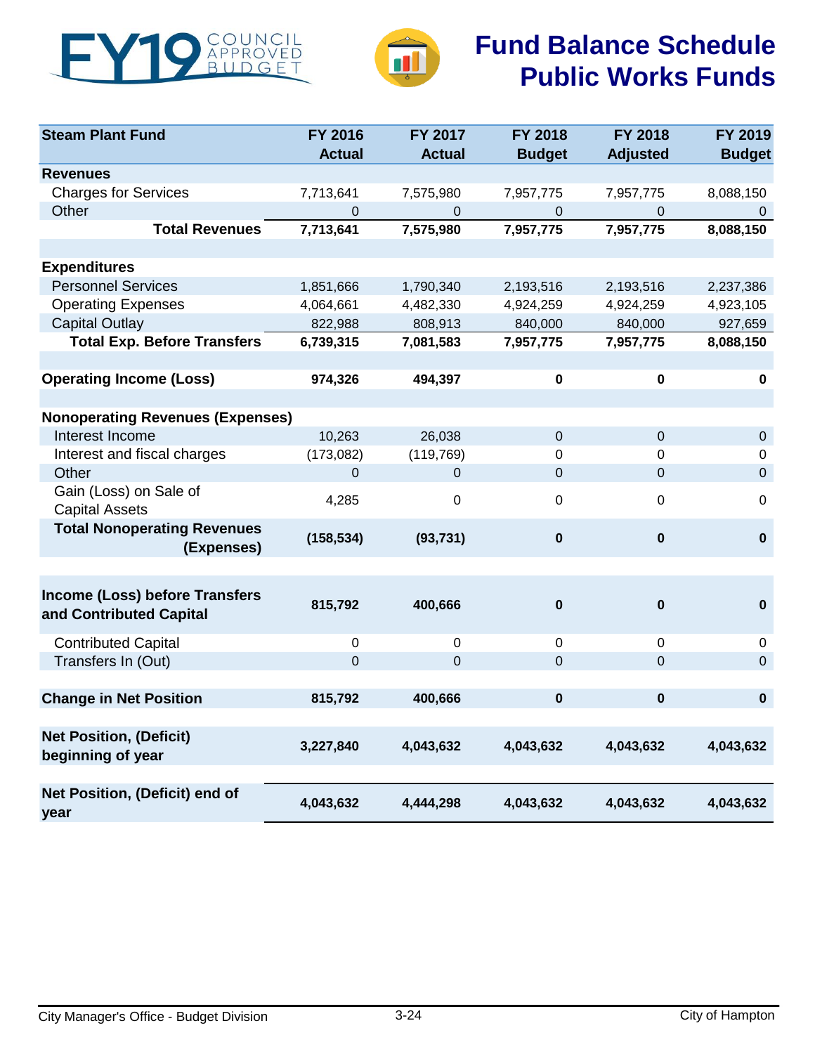# Fund Balance Schedule Public Works Funds

FY19 COUNCIL APPROVED BUDGET

| Steam Plant Fund | FY 2016 Actual | FY 2017 Actual | FY 2018 Budget | FY 2018 Adjusted | FY 2019 Budget |
|---|---|---|---|---|---|
| **Revenues** | | | | | |
| Charges for Services | 7,713,641 | 7,575,980 | 7,957,775 | 7,957,775 | 8,088,150 |
| Other | 0 | 0 | 0 | 0 | 0 |
| **Total Revenues** | **7,713,641** | **7,575,980** | **7,957,775** | **7,957,775** | **8,088,150** |
| | | | | | |
| **Expenditures** | | | | | |
| Personnel Services | 1,851,666 | 1,790,340 | 2,193,516 | 2,193,516 | 2,237,386 |
| Operating Expenses | 4,064,661 | 4,482,330 | 4,924,259 | 4,924,259 | 4,923,105 |
| Capital Outlay | 822,988 | 808,913 | 840,000 | 840,000 | 927,659 |
| **Total Exp. Before Transfers** | **6,739,315** | **7,081,583** | **7,957,775** | **7,957,775** | **8,088,150** |
| | | | | | |
| **Operating Income (Loss)** | **974,326** | **494,397** | **0** | **0** | **0** |
| | | | | | |
| **Nonoperating Revenues (Expenses)** | | | | | |
| Interest Income | 10,263 | 26,038 | 0 | 0 | 0 |
| Interest and fiscal charges | (173,082) | (119,769) | 0 | 0 | 0 |
| Other | 0 | 0 | 0 | 0 | 0 |
| Gain (Loss) on Sale of Capital Assets | 4,285 | 0 | 0 | 0 | 0 |
| **Total Nonoperating Revenues (Expenses)** | **(158,534)** | **(93,731)** | **0** | **0** | **0** |
| | | | | | |
| **Income (Loss) before Transfers and Contributed Capital** | **815,792** | **400,666** | **0** | **0** | **0** |
| Contributed Capital | 0 | 0 | 0 | 0 | 0 |
| Transfers In (Out) | 0 | 0 | 0 | 0 | 0 |
| | | | | | |
| **Change in Net Position** | **815,792** | **400,666** | **0** | **0** | **0** |
| | | | | | |
| **Net Position, (Deficit) beginning of year** | **3,227,840** | **4,043,632** | **4,043,632** | **4,043,632** | **4,043,632** |
| | | | | | |
| **Net Position, (Deficit) end of year** | **4,043,632** | **4,444,298** | **4,043,632** | **4,043,632** | **4,043,632** |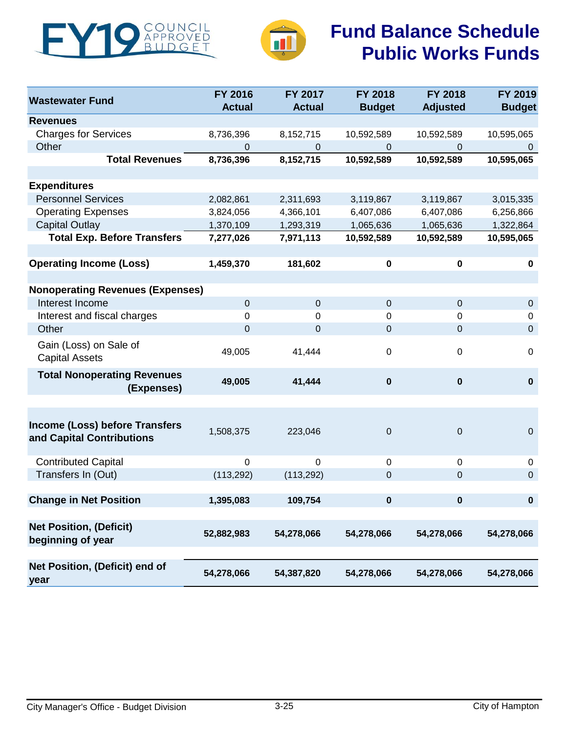# FY19 COUNCIL APPROVED BUDGET

# Fund Balance Schedule Public Works Funds

| Wastewater Fund | FY 2016 Actual | FY 2017 Actual | FY 2018 Budget | FY 2018 Adjusted | FY 2019 Budget |
|---|---|---|---|---|---|
| **Revenues** | | | | | |
| Charges for Services | 8,736,396 | 8,152,715 | 10,592,589 | 10,592,589 | 10,595,065 |
| Other | 0 | 0 | 0 | 0 | 0 |
| **Total Revenues** | **8,736,396** | **8,152,715** | **10,592,589** | **10,592,589** | **10,595,065** |
| | | | | | |
| **Expenditures** | | | | | |
| Personnel Services | 2,082,861 | 2,311,693 | 3,119,867 | 3,119,867 | 3,015,335 |
| Operating Expenses | 3,824,056 | 4,366,101 | 6,407,086 | 6,407,086 | 6,256,866 |
| Capital Outlay | 1,370,109 | 1,293,319 | 1,065,636 | 1,065,636 | 1,322,864 |
| **Total Exp. Before Transfers** | **7,277,026** | **7,971,113** | **10,592,589** | **10,592,589** | **10,595,065** |
| | | | | | |
| **Operating Income (Loss)** | **1,459,370** | **181,602** | **0** | **0** | **0** |
| | | | | | |
| **Nonoperating Revenues (Expenses)** | | | | | |
| Interest Income | 0 | 0 | 0 | 0 | 0 |
| Interest and fiscal charges | 0 | 0 | 0 | 0 | 0 |
| Other | 0 | 0 | 0 | 0 | 0 |
| Gain (Loss) on Sale of Capital Assets | 49,005 | 41,444 | 0 | 0 | 0 |
| **Total Nonoperating Revenues (Expenses)** | **49,005** | **41,444** | **0** | **0** | **0** |
| | | | | | |
| **Income (Loss) before Transfers and Capital Contributions** | 1,508,375 | 223,046 | 0 | 0 | 0 |
| Contributed Capital | 0 | 0 | 0 | 0 | 0 |
| Transfers In (Out) | (113,292) | (113,292) | 0 | 0 | 0 |
| | | | | | |
| **Change in Net Position** | **1,395,083** | **109,754** | **0** | **0** | **0** |
| | | | | | |
| **Net Position, (Deficit) beginning of year** | **52,882,983** | **54,278,066** | **54,278,066** | **54,278,066** | **54,278,066** |
| | | | | | |
| **Net Position, (Deficit) end of year** | **54,278,066** | **54,387,820** | **54,278,066** | **54,278,066** | **54,278,066** |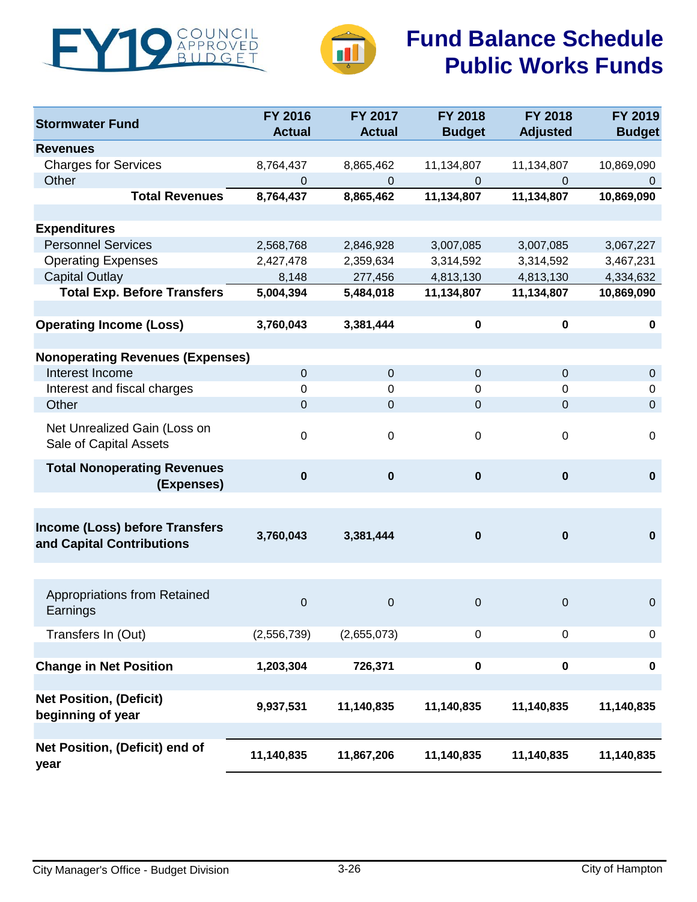# Fund Balance Schedule Public Works Funds

| Stormwater Fund | FY 2016 Actual | FY 2017 Actual | FY 2018 Budget | FY 2018 Adjusted | FY 2019 Budget |
|---|---|---|---|---|---|
| **Revenues** | | | | | |
| Charges for Services | 8,764,437 | 8,865,462 | 11,134,807 | 11,134,807 | 10,869,090 |
| Other | 0 | 0 | 0 | 0 | 0 |
| **Total Revenues** | **8,764,437** | **8,865,462** | **11,134,807** | **11,134,807** | **10,869,090** |
| **Expenditures** | | | | | |
| Personnel Services | 2,568,768 | 2,846,928 | 3,007,085 | 3,007,085 | 3,067,227 |
| Operating Expenses | 2,427,478 | 2,359,634 | 3,314,592 | 3,314,592 | 3,467,231 |
| Capital Outlay | 8,148 | 277,456 | 4,813,130 | 4,813,130 | 4,334,632 |
| **Total Exp. Before Transfers** | **5,004,394** | **5,484,018** | **11,134,807** | **11,134,807** | **10,869,090** |
| **Operating Income (Loss)** | **3,760,043** | **3,381,444** | **0** | **0** | **0** |
| **Nonoperating Revenues (Expenses)** | | | | | |
| Interest Income | 0 | 0 | 0 | 0 | 0 |
| Interest and fiscal charges | 0 | 0 | 0 | 0 | 0 |
| Other | 0 | 0 | 0 | 0 | 0 |
| Net Unrealized Gain (Loss on Sale of Capital Assets | 0 | 0 | 0 | 0 | 0 |
| **Total Nonoperating Revenues (Expenses)** | **0** | **0** | **0** | **0** | **0** |
| **Income (Loss) before Transfers and Capital Contributions** | **3,760,043** | **3,381,444** | **0** | **0** | **0** |
| Appropriations from Retained Earnings | 0 | 0 | 0 | 0 | 0 |
| Transfers In (Out) | (2,556,739) | (2,655,073) | 0 | 0 | 0 |
| **Change in Net Position** | **1,203,304** | **726,371** | **0** | **0** | **0** |
| **Net Position, (Deficit) beginning of year** | **9,937,531** | **11,140,835** | **11,140,835** | **11,140,835** | **11,140,835** |
| **Net Position, (Deficit) end of year** | **11,140,835** | **11,867,206** | **11,140,835** | **11,140,835** | **11,140,835** |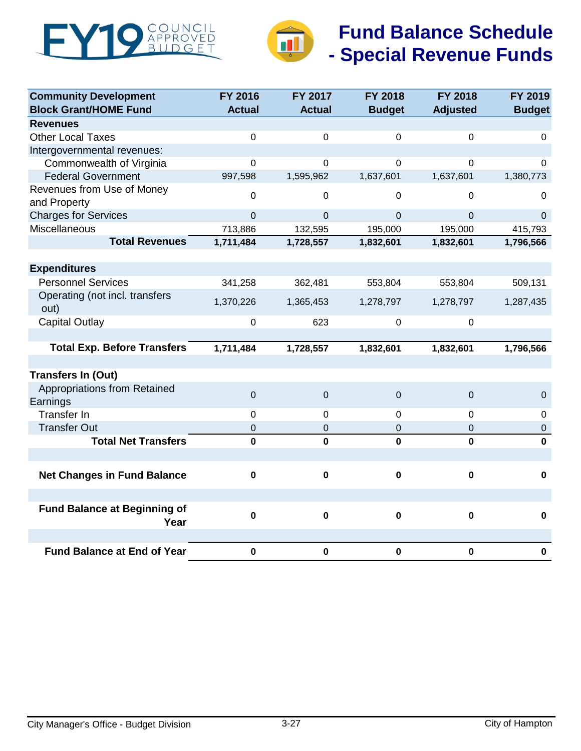# Fund Balance Schedule - Special Revenue Funds

| Community Development Block Grant/HOME Fund | FY 2016 Actual | FY 2017 Actual | FY 2018 Budget | FY 2018 Adjusted | FY 2019 Budget |
|---|---|---|---|---|---|
| **Revenues** | | | | | |
| Other Local Taxes | 0 | 0 | 0 | 0 | 0 |
| Intergovernmental revenues: | | | | | |
| Commonwealth of Virginia | 0 | 0 | 0 | 0 | 0 |
| Federal Government | 997,598 | 1,595,962 | 1,637,601 | 1,637,601 | 1,380,773 |
| Revenues from Use of Money and Property | 0 | 0 | 0 | 0 | 0 |
| Charges for Services | 0 | 0 | 0 | 0 | 0 |
| Miscellaneous | 713,886 | 132,595 | 195,000 | 195,000 | 415,793 |
| **Total Revenues** | **1,711,484** | **1,728,557** | **1,832,601** | **1,832,601** | **1,796,566** |
| | | | | | |
| **Expenditures** | | | | | |
| Personnel Services | 341,258 | 362,481 | 553,804 | 553,804 | 509,131 |
| Operating (not incl. transfers out) | 1,370,226 | 1,365,453 | 1,278,797 | 1,278,797 | 1,287,435 |
| Capital Outlay | 0 | 623 | 0 | 0 | |
| | | | | | |
| **Total Exp. Before Transfers** | **1,711,484** | **1,728,557** | **1,832,601** | **1,832,601** | **1,796,566** |
| | | | | | |
| **Transfers In (Out)** | | | | | |
| Appropriations from Retained Earnings | 0 | 0 | 0 | 0 | 0 |
| Transfer In | 0 | 0 | 0 | 0 | 0 |
| Transfer Out | 0 | 0 | 0 | 0 | 0 |
| **Total Net Transfers** | **0** | **0** | **0** | **0** | **0** |
| | | | | | |
| **Net Changes in Fund Balance** | **0** | **0** | **0** | **0** | **0** |
| | | | | | |
| **Fund Balance at Beginning of Year** | **0** | **0** | **0** | **0** | **0** |
| | | | | | |
| **Fund Balance at End of Year** | **0** | **0** | **0** | **0** | **0** |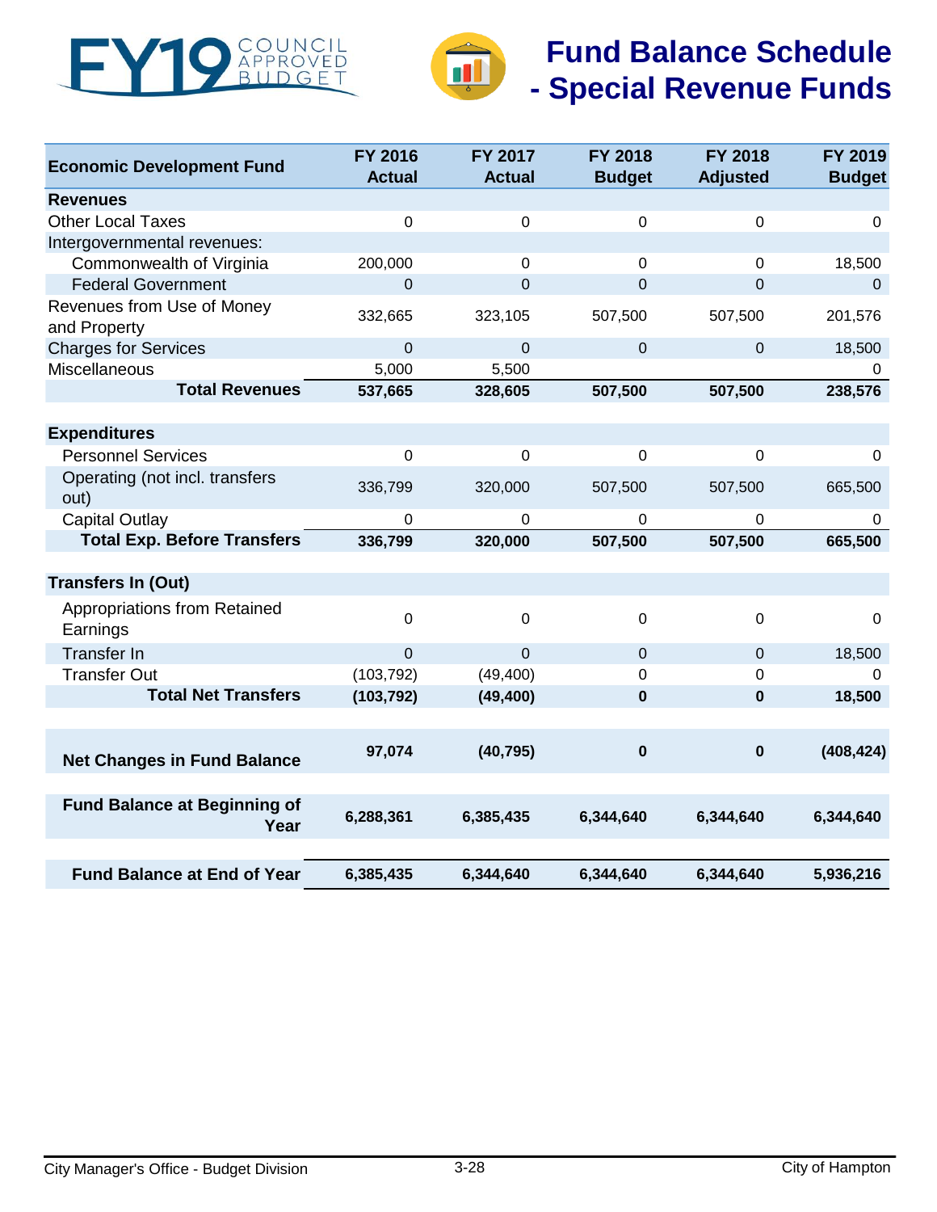# Fund Balance Schedule - Special Revenue Funds

FY19 COUNCIL APPROVED BUDGET

| Economic Development Fund | FY 2016 Actual | FY 2017 Actual | FY 2018 Budget | FY 2018 Adjusted | FY 2019 Budget |
|---|---|---|---|---|---|
| **Revenues** | | | | | |
| Other Local Taxes | 0 | 0 | 0 | 0 | 0 |
| Intergovernmental revenues: | | | | | |
| Commonwealth of Virginia | 200,000 | 0 | 0 | 0 | 18,500 |
| Federal Government | 0 | 0 | 0 | 0 | 0 |
| Revenues from Use of Money and Property | 332,665 | 323,105 | 507,500 | 507,500 | 201,576 |
| Charges for Services | 0 | 0 | 0 | 0 | 18,500 |
| Miscellaneous | 5,000 | 5,500 | | | 0 |
| **Total Revenues** | **537,665** | **328,605** | **507,500** | **507,500** | **238,576** |
| | | | | | |
| **Expenditures** | | | | | |
| Personnel Services | 0 | 0 | 0 | 0 | 0 |
| Operating (not incl. transfers out) | 336,799 | 320,000 | 507,500 | 507,500 | 665,500 |
| Capital Outlay | 0 | 0 | 0 | 0 | 0 |
| **Total Exp. Before Transfers** | **336,799** | **320,000** | **507,500** | **507,500** | **665,500** |
| | | | | | |
| **Transfers In (Out)** | | | | | |
| Appropriations from Retained Earnings | 0 | 0 | 0 | 0 | 0 |
| Transfer In | 0 | 0 | 0 | 0 | 18,500 |
| Transfer Out | (103,792) | (49,400) | 0 | 0 | 0 |
| **Total Net Transfers** | **(103,792)** | **(49,400)** | **0** | **0** | **18,500** |
| | | | | | |
| **Net Changes in Fund Balance** | **97,074** | **(40,795)** | **0** | **0** | **(408,424)** |
| | | | | | |
| **Fund Balance at Beginning of Year** | **6,288,361** | **6,385,435** | **6,344,640** | **6,344,640** | **6,344,640** |
| | | | | | |
| **Fund Balance at End of Year** | **6,385,435** | **6,344,640** | **6,344,640** | **6,344,640** | **5,936,216** |